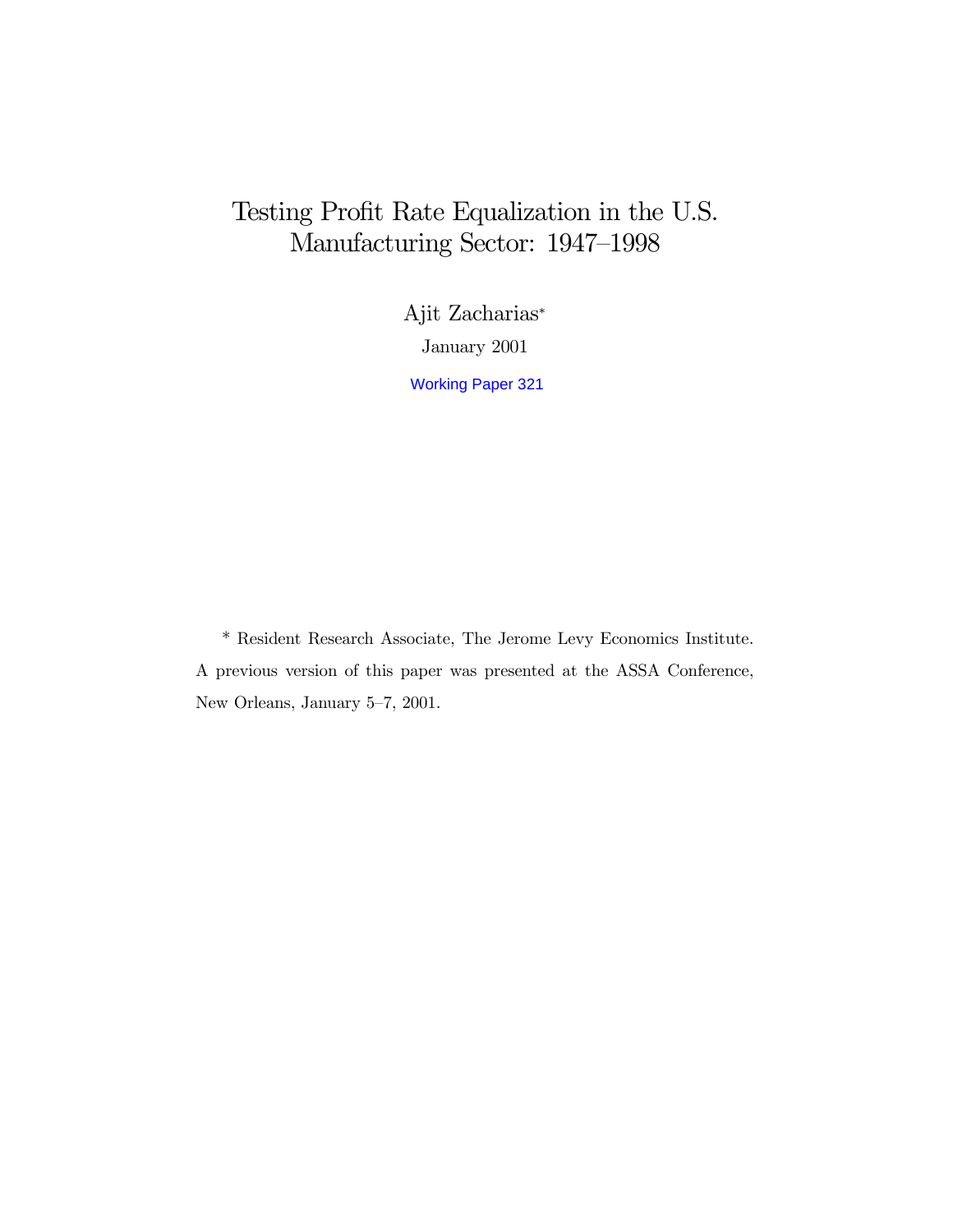# Testing Profit Rate Equalization in the U.S. Manufacturing Sector: 1947–1998

Ajit Zacharias*

January 2001

Working Paper 321

\* Resident Research Associate, The Jerome Levy Economics Institute. A previous version of this paper was presented at the ASSA Conference, New Orleans, January 5–7, 2001.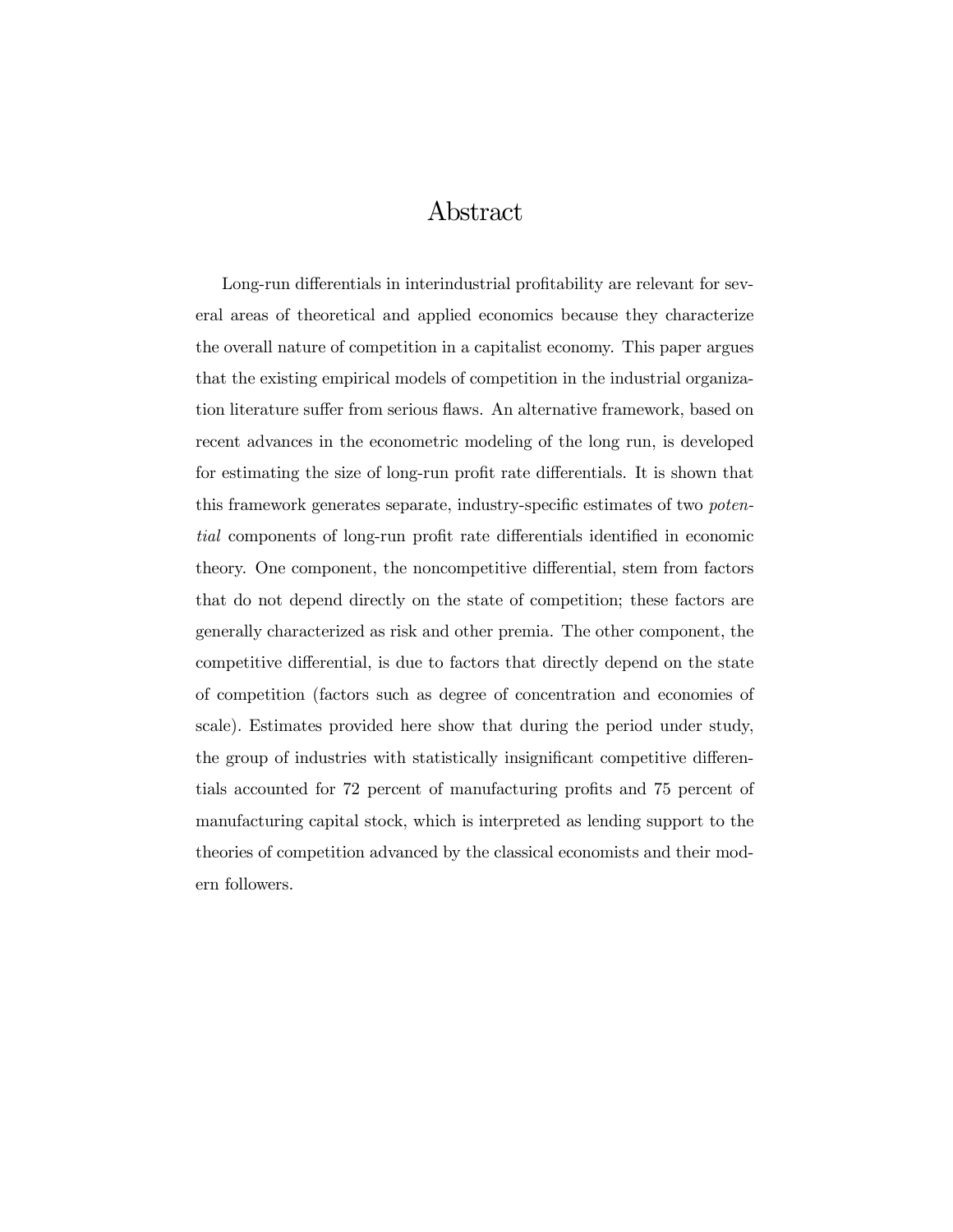# Abstract

Long-run differentials in interindustrial profitability are relevant for several areas of theoretical and applied economics because they characterize the overall nature of competition in a capitalist economy. This paper argues that the existing empirical models of competition in the industrial organization literature suffer from serious flaws. An alternative framework, based on recent advances in the econometric modeling of the long run, is developed for estimating the size of long-run profit rate differentials. It is shown that this framework generates separate, industry-specific estimates of two *potential* components of long-run profit rate differentials identified in economic theory. One component, the noncompetitive differential, stem from factors that do not depend directly on the state of competition; these factors are generally characterized as risk and other premia. The other component, the competitive differential, is due to factors that directly depend on the state of competition (factors such as degree of concentration and economies of scale). Estimates provided here show that during the period under study, the group of industries with statistically insignificant competitive differentials accounted for 72 percent of manufacturing profits and 75 percent of manufacturing capital stock, which is interpreted as lending support to the theories of competition advanced by the classical economists and their modern followers.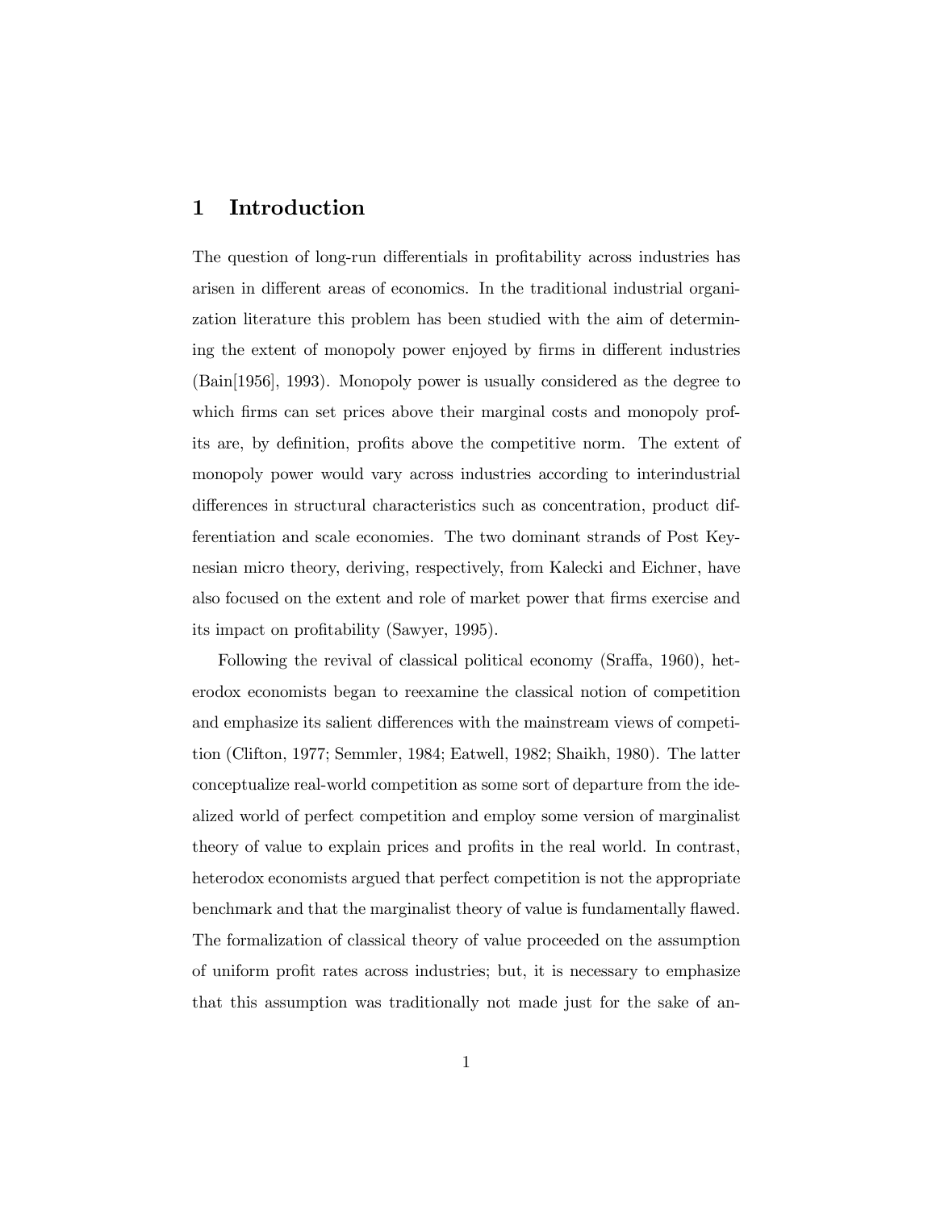# 1 Introduction

The question of long-run differentials in profitability across industries has arisen in different areas of economics. In the traditional industrial organization literature this problem has been studied with the aim of determining the extent of monopoly power enjoyed by firms in different industries (Bain[1956], 1993). Monopoly power is usually considered as the degree to which firms can set prices above their marginal costs and monopoly profits are, by definition, profits above the competitive norm. The extent of monopoly power would vary across industries according to interindustrial differences in structural characteristics such as concentration, product differentiation and scale economies. The two dominant strands of Post Keynesian micro theory, deriving, respectively, from Kalecki and Eichner, have also focused on the extent and role of market power that firms exercise and its impact on profitability (Sawyer, 1995).

Following the revival of classical political economy (Sraffa, 1960), heterodox economists began to reexamine the classical notion of competition and emphasize its salient differences with the mainstream views of competition (Clifton, 1977; Semmler, 1984; Eatwell, 1982; Shaikh, 1980). The latter conceptualize real-world competition as some sort of departure from the idealized world of perfect competition and employ some version of marginalist theory of value to explain prices and profits in the real world. In contrast, heterodox economists argued that perfect competition is not the appropriate benchmark and that the marginalist theory of value is fundamentally flawed. The formalization of classical theory of value proceeded on the assumption of uniform profit rates across industries; but, it is necessary to emphasize that this assumption was traditionally not made just for the sake of an-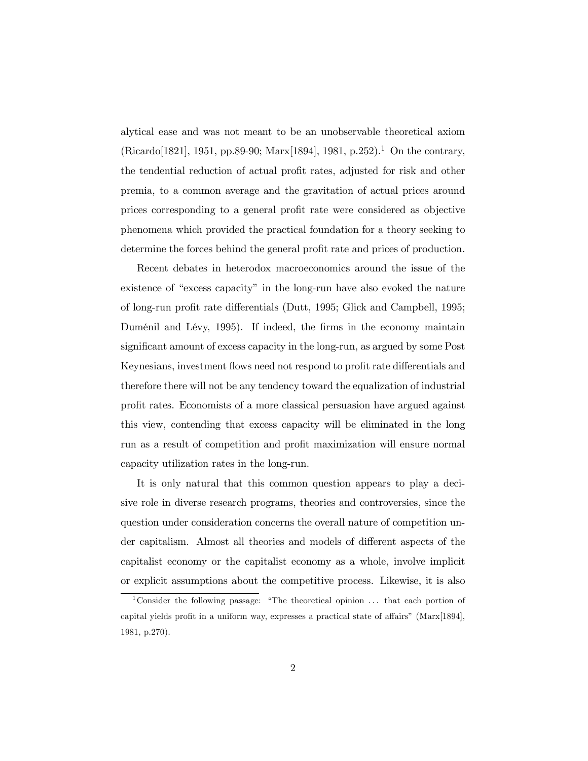alytical ease and was not meant to be an unobservable theoretical axiom (Ricardo[1821], 1951, pp.89-90; Marx[1894], 1981, p.252).[1] On the contrary, the tendential reduction of actual profit rates, adjusted for risk and other premia, to a common average and the gravitation of actual prices around prices corresponding to a general profit rate were considered as objective phenomena which provided the practical foundation for a theory seeking to determine the forces behind the general profit rate and prices of production.

Recent debates in heterodox macroeconomics around the issue of the existence of "excess capacity" in the long-run have also evoked the nature of long-run profit rate differentials (Dutt, 1995; Glick and Campbell, 1995; Duménil and Lévy, 1995). If indeed, the firms in the economy maintain significant amount of excess capacity in the long-run, as argued by some Post Keynesians, investment flows need not respond to profit rate differentials and therefore there will not be any tendency toward the equalization of industrial profit rates. Economists of a more classical persuasion have argued against this view, contending that excess capacity will be eliminated in the long run as a result of competition and profit maximization will ensure normal capacity utilization rates in the long-run.

It is only natural that this common question appears to play a decisive role in diverse research programs, theories and controversies, since the question under consideration concerns the overall nature of competition under capitalism. Almost all theories and models of different aspects of the capitalist economy or the capitalist economy as a whole, involve implicit or explicit assumptions about the competitive process. Likewise, it is also

[1] Consider the following passage: "The theoretical opinion ... that each portion of capital yields profit in a uniform way, expresses a practical state of affairs" (Marx[1894], 1981, p.270).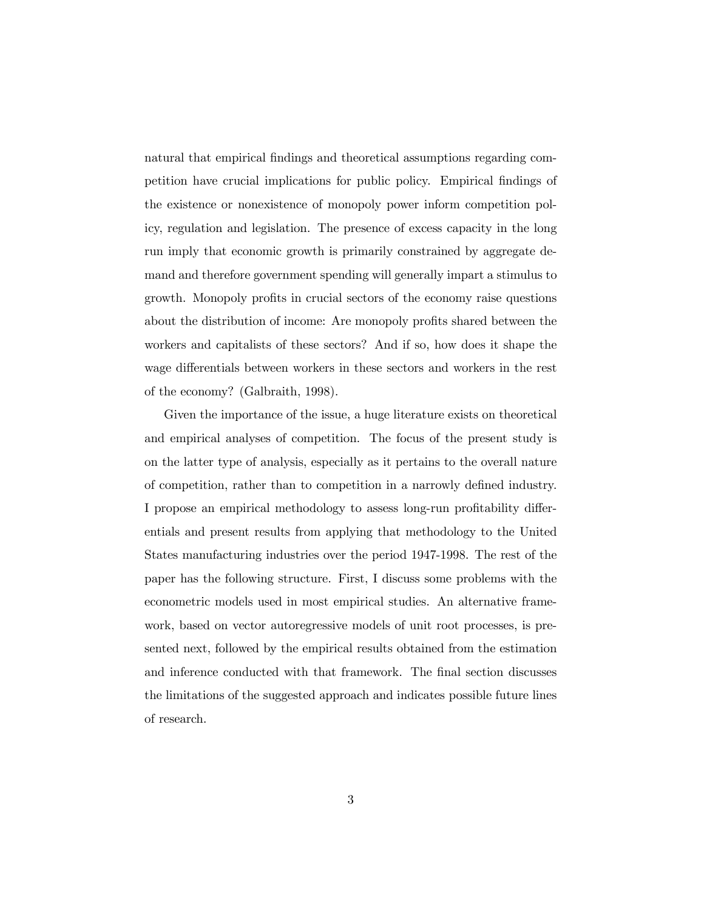natural that empirical findings and theoretical assumptions regarding competition have crucial implications for public policy. Empirical findings of the existence or nonexistence of monopoly power inform competition policy, regulation and legislation. The presence of excess capacity in the long run imply that economic growth is primarily constrained by aggregate demand and therefore government spending will generally impart a stimulus to growth. Monopoly profits in crucial sectors of the economy raise questions about the distribution of income: Are monopoly profits shared between the workers and capitalists of these sectors? And if so, how does it shape the wage differentials between workers in these sectors and workers in the rest of the economy? (Galbraith, 1998).

Given the importance of the issue, a huge literature exists on theoretical and empirical analyses of competition. The focus of the present study is on the latter type of analysis, especially as it pertains to the overall nature of competition, rather than to competition in a narrowly defined industry. I propose an empirical methodology to assess long-run profitability differentials and present results from applying that methodology to the United States manufacturing industries over the period 1947-1998. The rest of the paper has the following structure. First, I discuss some problems with the econometric models used in most empirical studies. An alternative framework, based on vector autoregressive models of unit root processes, is presented next, followed by the empirical results obtained from the estimation and inference conducted with that framework. The final section discusses the limitations of the suggested approach and indicates possible future lines of research.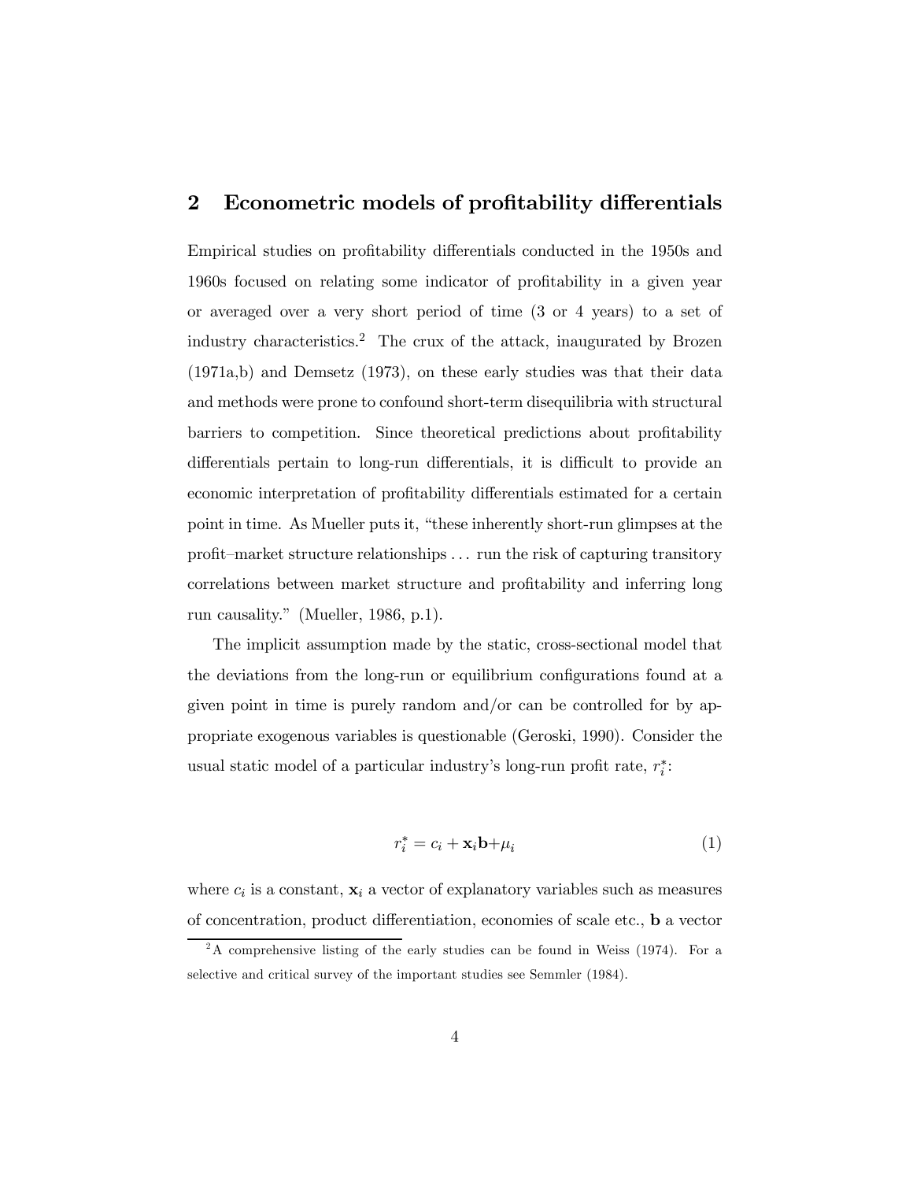## 2 Econometric models of profitability differentials

Empirical studies on profitability differentials conducted in the 1950s and 1960s focused on relating some indicator of profitability in a given year or averaged over a very short period of time (3 or 4 years) to a set of industry characteristics.[2] The crux of the attack, inaugurated by Brozen (1971a,b) and Demsetz (1973), on these early studies was that their data and methods were prone to confound short-term disequilibria with structural barriers to competition. Since theoretical predictions about profitability differentials pertain to long-run differentials, it is difficult to provide an economic interpretation of profitability differentials estimated for a certain point in time. As Mueller puts it, "these inherently short-run glimpses at the profit–market structure relationships ... run the risk of capturing transitory correlations between market structure and profitability and inferring long run causality." (Mueller, 1986, p.1).

The implicit assumption made by the static, cross-sectional model that the deviations from the long-run or equilibrium configurations found at a given point in time is purely random and/or can be controlled for by appropriate exogenous variables is questionable (Geroski, 1990). Consider the usual static model of a particular industry's long-run profit rate, $r_i^*$:

$$r_i^* = c_i + \mathbf{x}_i \mathbf{b} + \mu_i \tag{1}$$

where $c_i$ is a constant, $\mathbf{x}_i$ a vector of explanatory variables such as measures of concentration, product differentiation, economies of scale etc., $\mathbf{b}$ a vector

[2] A comprehensive listing of the early studies can be found in Weiss (1974). For a selective and critical survey of the important studies see Semmler (1984).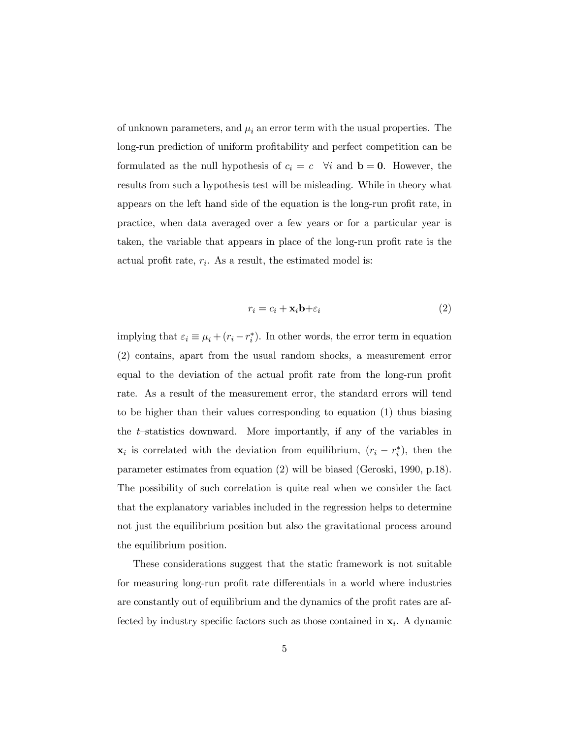of unknown parameters, and $\mu_i$ an error term with the usual properties. The long-run prediction of uniform profitability and perfect competition can be formulated as the null hypothesis of $c_i = c \quad \forall i$ and $\mathbf{b} = \mathbf{0}$. However, the results from such a hypothesis test will be misleading. While in theory what appears on the left hand side of the equation is the long-run profit rate, in practice, when data averaged over a few years or for a particular year is taken, the variable that appears in place of the long-run profit rate is the actual profit rate, $r_i$. As a result, the estimated model is:

$$r_i = c_i + \mathbf{x}_i\mathbf{b} + \varepsilon_i \tag{2}$$

implying that $\varepsilon_i \equiv \mu_i + (r_i - r_i^*)$. In other words, the error term in equation (2) contains, apart from the usual random shocks, a measurement error equal to the deviation of the actual profit rate from the long-run profit rate. As a result of the measurement error, the standard errors will tend to be higher than their values corresponding to equation (1) thus biasing the $t$–statistics downward. More importantly, if any of the variables in $\mathbf{x}_i$ is correlated with the deviation from equilibrium, $(r_i - r_i^*)$, then the parameter estimates from equation (2) will be biased (Geroski, 1990, p.18). The possibility of such correlation is quite real when we consider the fact that the explanatory variables included in the regression helps to determine not just the equilibrium position but also the gravitational process around the equilibrium position.

These considerations suggest that the static framework is not suitable for measuring long-run profit rate differentials in a world where industries are constantly out of equilibrium and the dynamics of the profit rates are affected by industry specific factors such as those contained in $\mathbf{x}_i$. A dynamic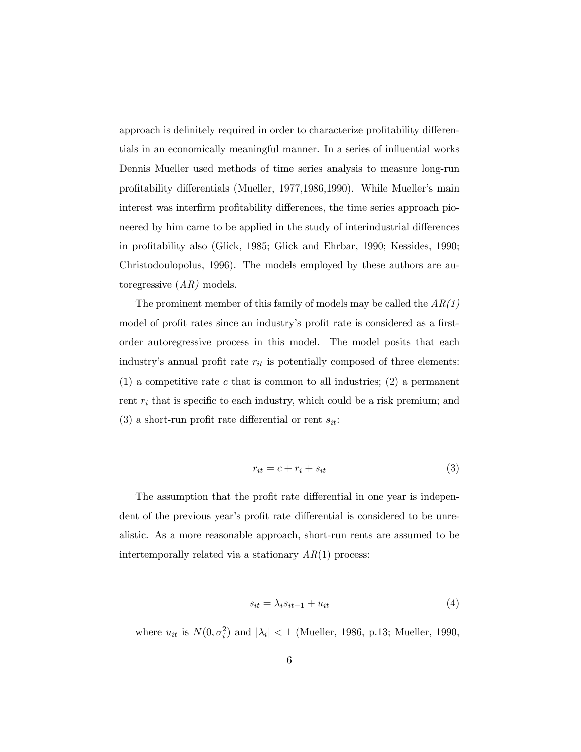approach is definitely required in order to characterize profitability differentials in an economically meaningful manner. In a series of influential works Dennis Mueller used methods of time series analysis to measure long-run profitability differentials (Mueller, 1977,1986,1990). While Mueller's main interest was interfirm profitability differences, the time series approach pioneered by him came to be applied in the study of interindustrial differences in profitability also (Glick, 1985; Glick and Ehrbar, 1990; Kessides, 1990; Christodoulopolus, 1996). The models employed by these authors are autoregressive (*AR)* models.

The prominent member of this family of models may be called the *AR(1)* model of profit rates since an industry's profit rate is considered as a first-order autoregressive process in this model. The model posits that each industry's annual profit rate $r_{it}$ is potentially composed of three elements: (1) a competitive rate $c$ that is common to all industries; (2) a permanent rent $r_i$ that is specific to each industry, which could be a risk premium; and (3) a short-run profit rate differential or rent $s_{it}$:

$$r_{it} = c + r_i + s_{it} \tag{3}$$

The assumption that the profit rate differential in one year is independent of the previous year's profit rate differential is considered to be unrealistic. As a more reasonable approach, short-run rents are assumed to be intertemporally related via a stationary $AR(1)$ process:

$$s_{it} = \lambda_i s_{it-1} + u_{it} \tag{4}$$

where $u_{it}$ is $N(0, \sigma_i^2)$ and $|\lambda_i| < 1$ (Mueller, 1986, p.13; Mueller, 1990,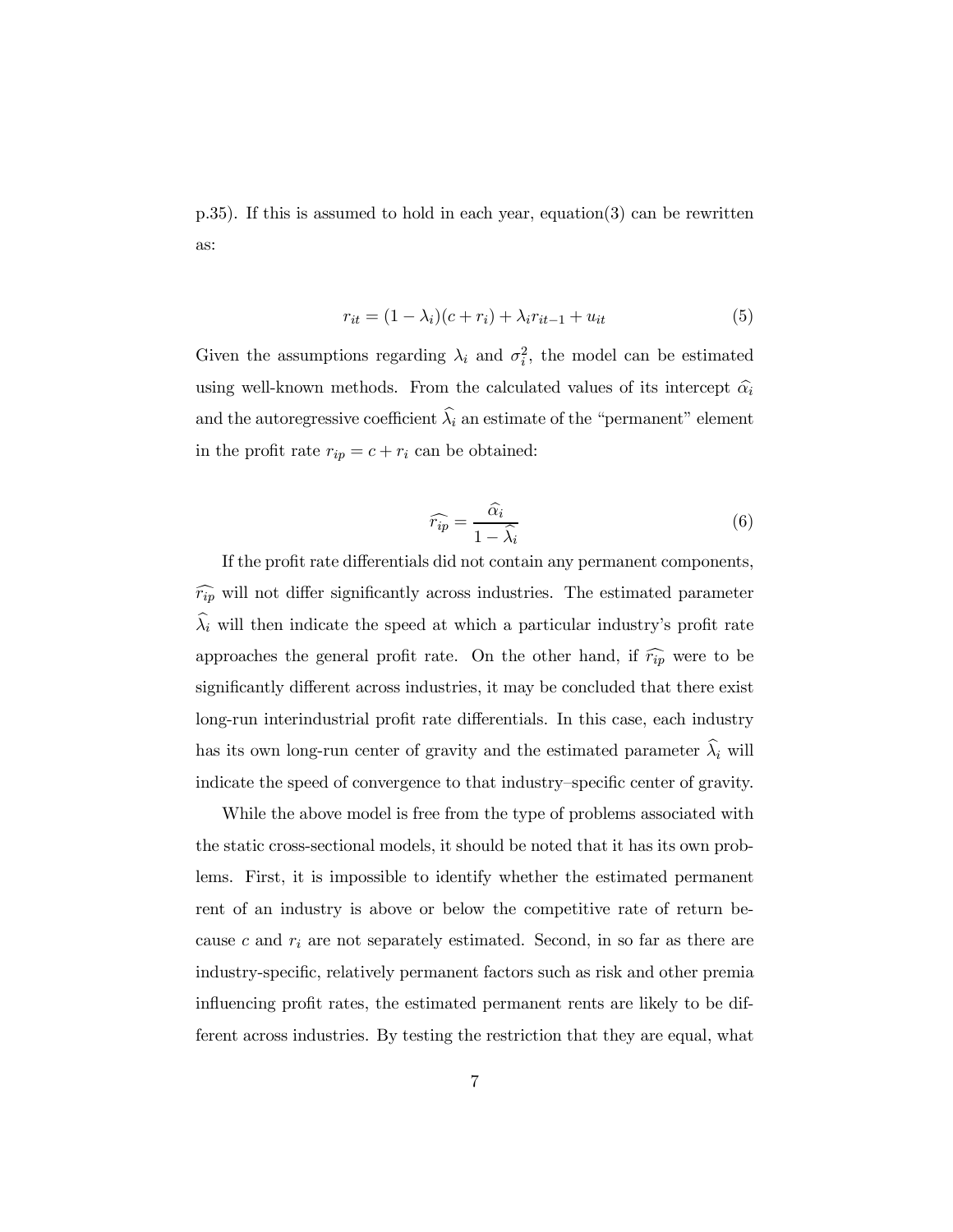p.35). If this is assumed to hold in each year, equation(3) can be rewritten as:

$$r_{it} = (1 - \lambda_i)(c + r_i) + \lambda_i r_{it-1} + u_{it} \tag{5}$$

Given the assumptions regarding $\lambda_i$ and $\sigma_i^2$, the model can be estimated using well-known methods. From the calculated values of its intercept $\widehat{\alpha_i}$ and the autoregressive coefficient $\widehat{\lambda_i}$ an estimate of the "permanent" element in the profit rate $r_{ip} = c + r_i$ can be obtained:

$$\widehat{r_{ip}} = \frac{\widehat{\alpha_i}}{1 - \widehat{\lambda_i}} \tag{6}$$

If the profit rate differentials did not contain any permanent components, $\widehat{r_{ip}}$ will not differ significantly across industries. The estimated parameter $\widehat{\lambda_i}$ will then indicate the speed at which a particular industry's profit rate approaches the general profit rate. On the other hand, if $\widehat{r_{ip}}$ were to be significantly different across industries, it may be concluded that there exist long-run interindustrial profit rate differentials. In this case, each industry has its own long-run center of gravity and the estimated parameter $\widehat{\lambda_i}$ will indicate the speed of convergence to that industry–specific center of gravity.

While the above model is free from the type of problems associated with the static cross-sectional models, it should be noted that it has its own problems. First, it is impossible to identify whether the estimated permanent rent of an industry is above or below the competitive rate of return because $c$ and $r_i$ are not separately estimated. Second, in so far as there are industry-specific, relatively permanent factors such as risk and other premia influencing profit rates, the estimated permanent rents are likely to be different across industries. By testing the restriction that they are equal, what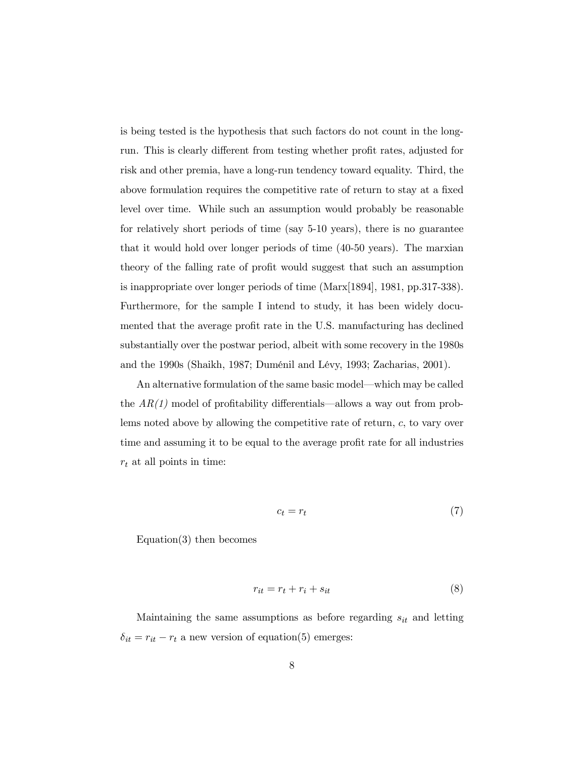is being tested is the hypothesis that such factors do not count in the long-run. This is clearly different from testing whether profit rates, adjusted for risk and other premia, have a long-run tendency toward equality. Third, the above formulation requires the competitive rate of return to stay at a fixed level over time. While such an assumption would probably be reasonable for relatively short periods of time (say 5-10 years), there is no guarantee that it would hold over longer periods of time (40-50 years). The marxian theory of the falling rate of profit would suggest that such an assumption is inappropriate over longer periods of time (Marx[1894], 1981, pp.317-338). Furthermore, for the sample I intend to study, it has been widely documented that the average profit rate in the U.S. manufacturing has declined substantially over the postwar period, albeit with some recovery in the 1980s and the 1990s (Shaikh, 1987; Duménil and Lévy, 1993; Zacharias, 2001).

An alternative formulation of the same basic model—which may be called the *AR(1)* model of profitability differentials—allows a way out from problems noted above by allowing the competitive rate of return, $c$, to vary over time and assuming it to be equal to the average profit rate for all industries $r_t$ at all points in time:

$$c_t = r_t \tag{7}$$

Equation(3) then becomes

$$r_{it} = r_t + r_i + s_{it} \tag{8}$$

Maintaining the same assumptions as before regarding $s_{it}$ and letting $\delta_{it} = r_{it} - r_t$ a new version of equation(5) emerges: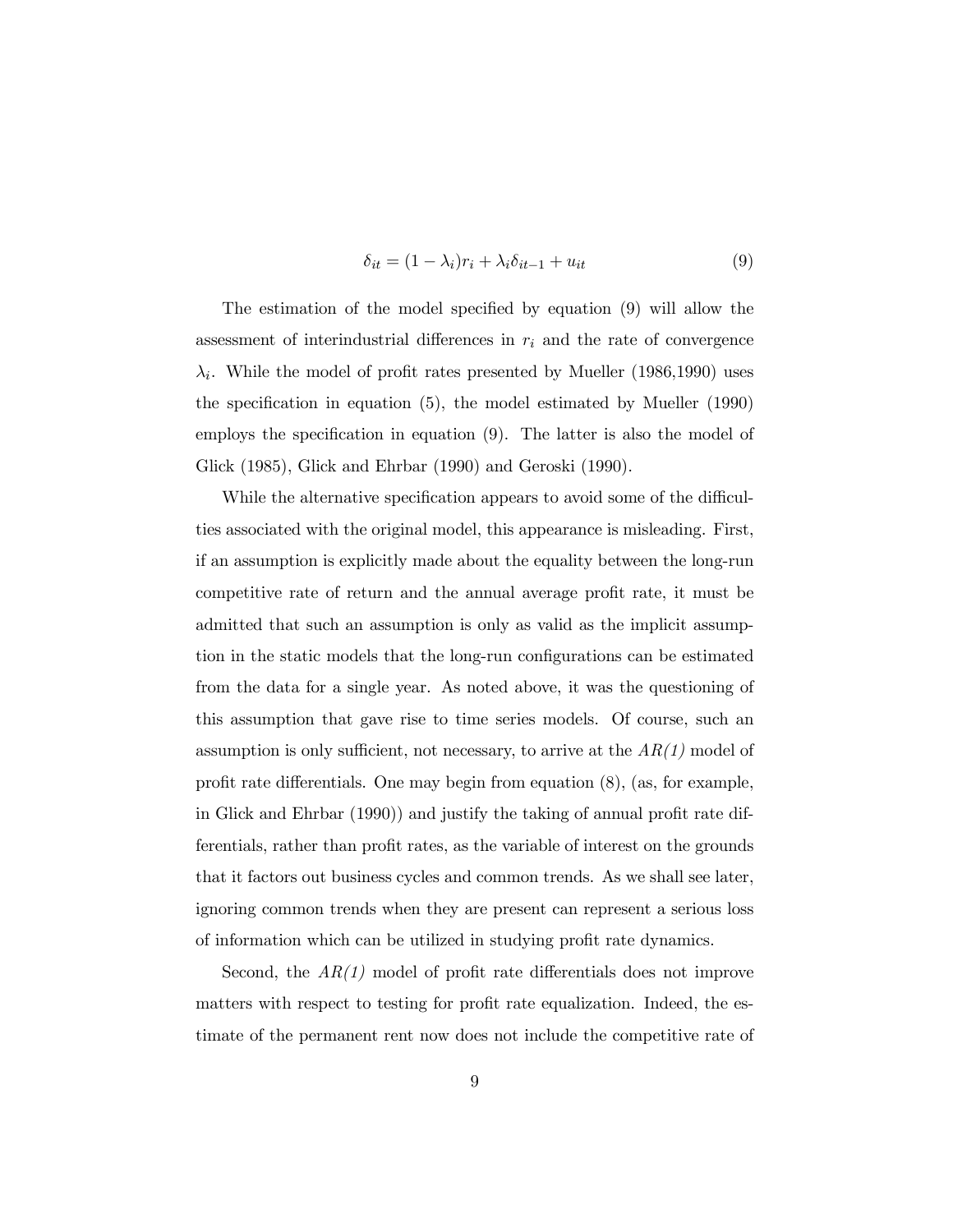$$\delta_{it} = (1 - \lambda_i) r_i + \lambda_i \delta_{it-1} + u_{it} \tag{9}$$

The estimation of the model specified by equation (9) will allow the assessment of interindustrial differences in $r_i$ and the rate of convergence $\lambda_i$. While the model of profit rates presented by Mueller (1986,1990) uses the specification in equation (5), the model estimated by Mueller (1990) employs the specification in equation (9). The latter is also the model of Glick (1985), Glick and Ehrbar (1990) and Geroski (1990).

While the alternative specification appears to avoid some of the difficulties associated with the original model, this appearance is misleading. First, if an assumption is explicitly made about the equality between the long-run competitive rate of return and the annual average profit rate, it must be admitted that such an assumption is only as valid as the implicit assumption in the static models that the long-run configurations can be estimated from the data for a single year. As noted above, it was the questioning of this assumption that gave rise to time series models. Of course, such an assumption is only sufficient, not necessary, to arrive at the *AR(1)* model of profit rate differentials. One may begin from equation (8), (as, for example, in Glick and Ehrbar (1990)) and justify the taking of annual profit rate differentials, rather than profit rates, as the variable of interest on the grounds that it factors out business cycles and common trends. As we shall see later, ignoring common trends when they are present can represent a serious loss of information which can be utilized in studying profit rate dynamics.

Second, the *AR(1)* model of profit rate differentials does not improve matters with respect to testing for profit rate equalization. Indeed, the estimate of the permanent rent now does not include the competitive rate of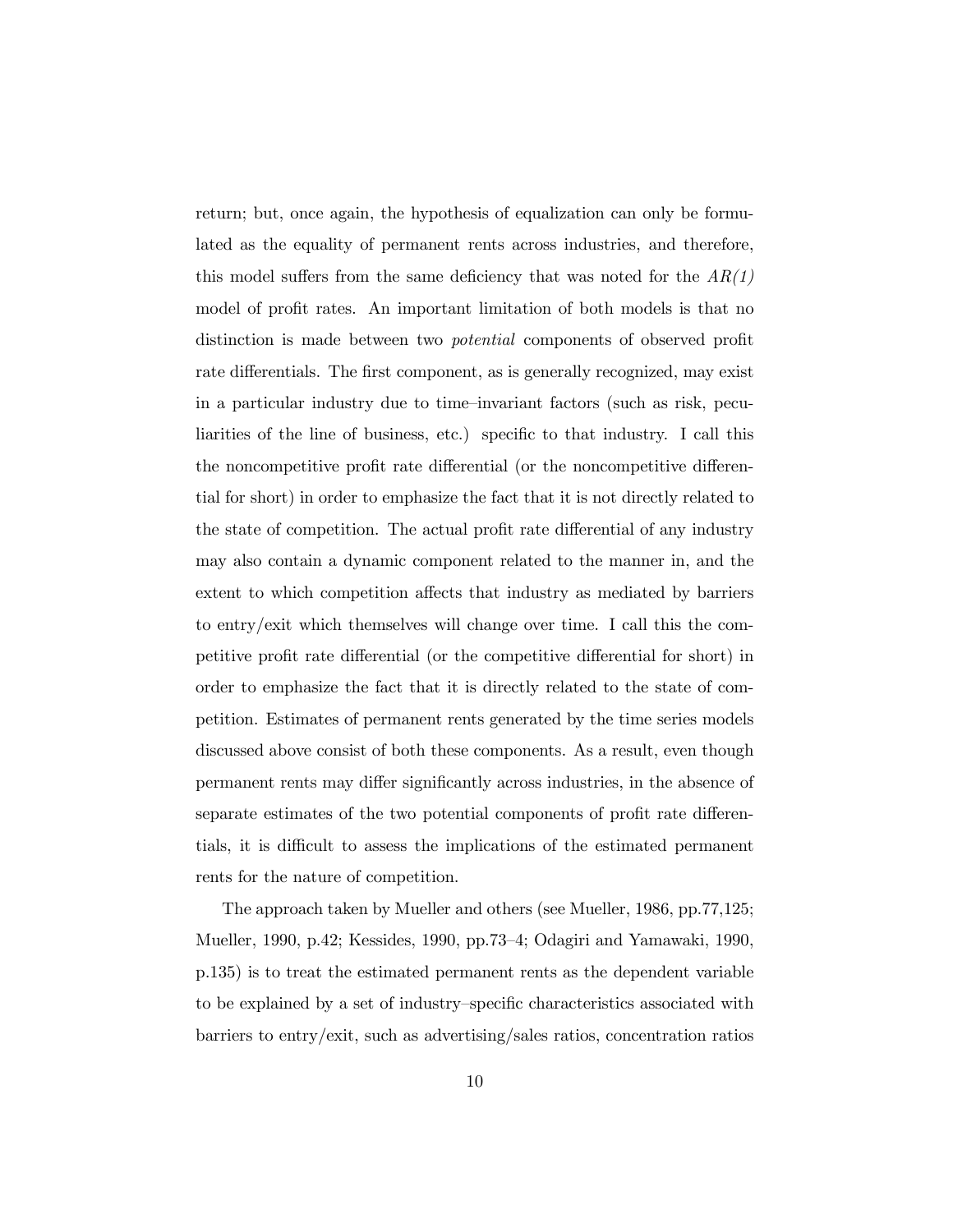return; but, once again, the hypothesis of equalization can only be formulated as the equality of permanent rents across industries, and therefore, this model suffers from the same deficiency that was noted for the *AR(1)* model of profit rates. An important limitation of both models is that no distinction is made between two *potential* components of observed profit rate differentials. The first component, as is generally recognized, may exist in a particular industry due to time–invariant factors (such as risk, peculiarities of the line of business, etc.) specific to that industry. I call this the noncompetitive profit rate differential (or the noncompetitive differential for short) in order to emphasize the fact that it is not directly related to the state of competition. The actual profit rate differential of any industry may also contain a dynamic component related to the manner in, and the extent to which competition affects that industry as mediated by barriers to entry/exit which themselves will change over time. I call this the competitive profit rate differential (or the competitive differential for short) in order to emphasize the fact that it is directly related to the state of competition. Estimates of permanent rents generated by the time series models discussed above consist of both these components. As a result, even though permanent rents may differ significantly across industries, in the absence of separate estimates of the two potential components of profit rate differentials, it is difficult to assess the implications of the estimated permanent rents for the nature of competition.

The approach taken by Mueller and others (see Mueller, 1986, pp.77,125; Mueller, 1990, p.42; Kessides, 1990, pp.73–4; Odagiri and Yamawaki, 1990, p.135) is to treat the estimated permanent rents as the dependent variable to be explained by a set of industry–specific characteristics associated with barriers to entry/exit, such as advertising/sales ratios, concentration ratios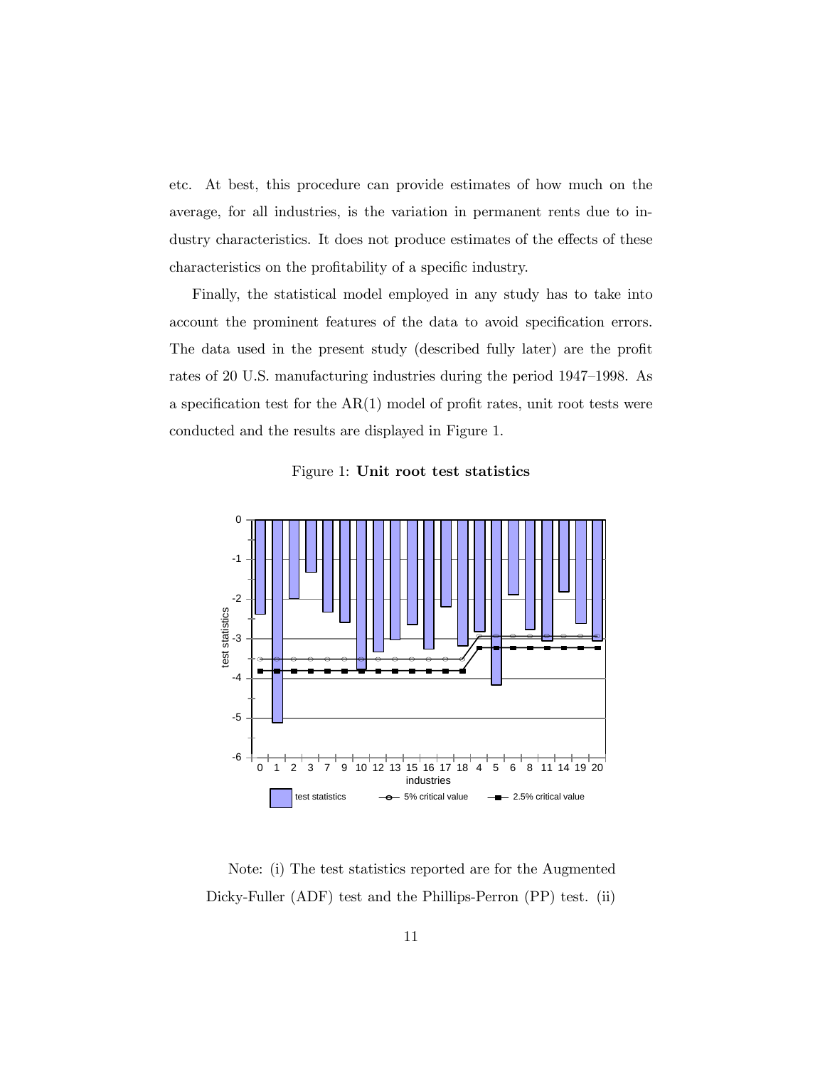etc. At best, this procedure can provide estimates of how much on the average, for all industries, is the variation in permanent rents due to industry characteristics. It does not produce estimates of the effects of these characteristics on the profitability of a specific industry.

Finally, the statistical model employed in any study has to take into account the prominent features of the data to avoid specification errors. The data used in the present study (described fully later) are the profit rates of 20 U.S. manufacturing industries during the period 1947–1998. As a specification test for the AR(1) model of profit rates, unit root tests were conducted and the results are displayed in Figure 1.

Figure 1: **Unit root test statistics**

Note: (i) The test statistics reported are for the Augmented Dicky-Fuller (ADF) test and the Phillips-Perron (PP) test. (ii)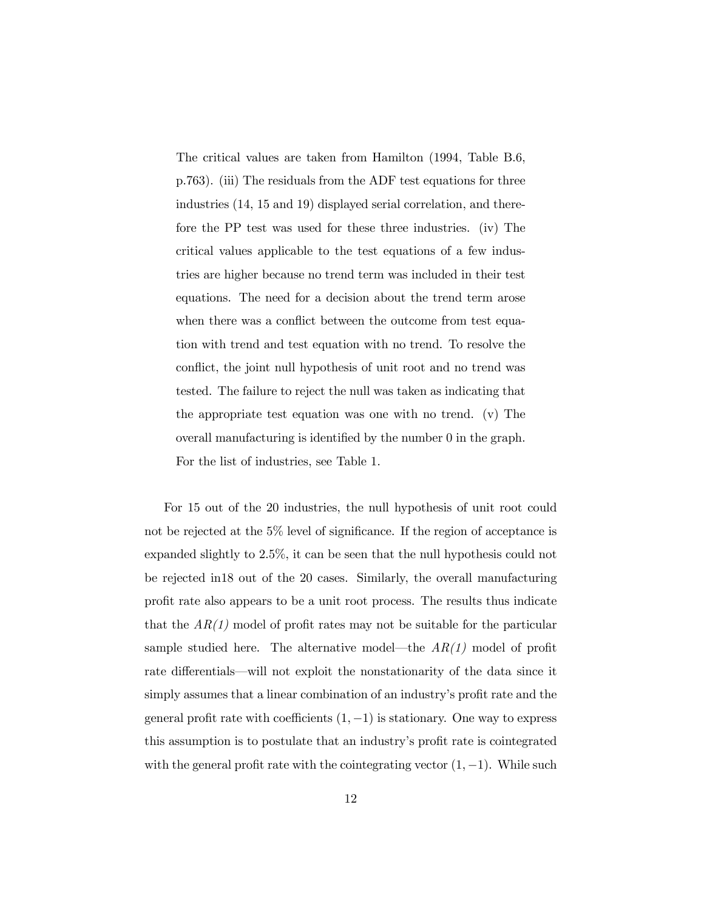The critical values are taken from Hamilton (1994, Table B.6, p.763). (iii) The residuals from the ADF test equations for three industries (14, 15 and 19) displayed serial correlation, and therefore the PP test was used for these three industries. (iv) The critical values applicable to the test equations of a few industries are higher because no trend term was included in their test equations. The need for a decision about the trend term arose when there was a conflict between the outcome from test equation with trend and test equation with no trend. To resolve the conflict, the joint null hypothesis of unit root and no trend was tested. The failure to reject the null was taken as indicating that the appropriate test equation was one with no trend. (v) The overall manufacturing is identified by the number 0 in the graph. For the list of industries, see Table 1.

For 15 out of the 20 industries, the null hypothesis of unit root could not be rejected at the 5% level of significance. If the region of acceptance is expanded slightly to 2.5%, it can be seen that the null hypothesis could not be rejected in18 out of the 20 cases. Similarly, the overall manufacturing profit rate also appears to be a unit root process. The results thus indicate that the *AR(1)* model of profit rates may not be suitable for the particular sample studied here. The alternative model—the *AR(1)* model of profit rate differentials—will not exploit the nonstationarity of the data since it simply assumes that a linear combination of an industry's profit rate and the general profit rate with coefficients $(1, -1)$ is stationary. One way to express this assumption is to postulate that an industry's profit rate is cointegrated with the general profit rate with the cointegrating vector $(1, -1)$. While such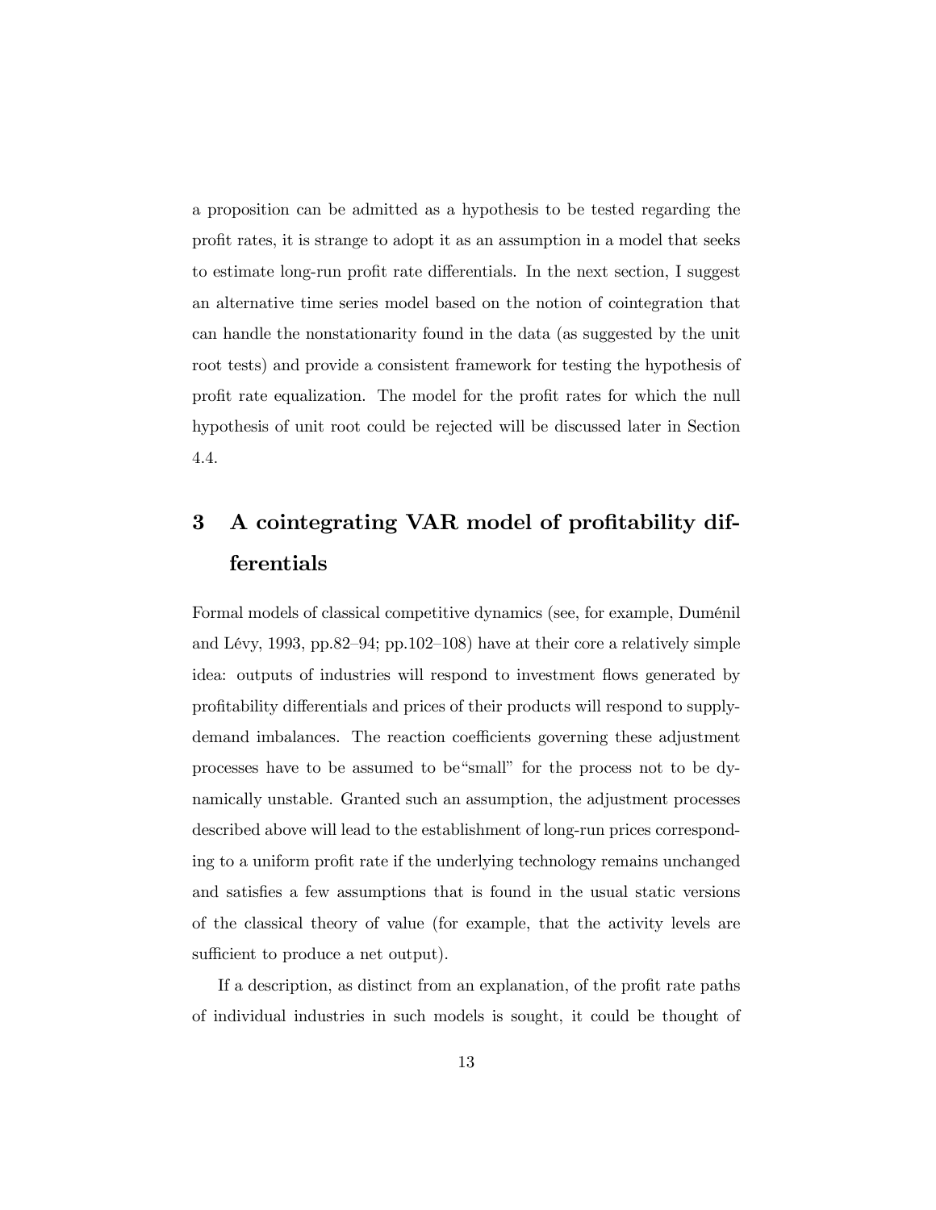a proposition can be admitted as a hypothesis to be tested regarding the profit rates, it is strange to adopt it as an assumption in a model that seeks to estimate long-run profit rate differentials. In the next section, I suggest an alternative time series model based on the notion of cointegration that can handle the nonstationarity found in the data (as suggested by the unit root tests) and provide a consistent framework for testing the hypothesis of profit rate equalization. The model for the profit rates for which the null hypothesis of unit root could be rejected will be discussed later in Section 4.4.

# 3 A cointegrating VAR model of profitability differentials

Formal models of classical competitive dynamics (see, for example, Duménil and Lévy, 1993, pp.82–94; pp.102–108) have at their core a relatively simple idea: outputs of industries will respond to investment flows generated by profitability differentials and prices of their products will respond to supply-demand imbalances. The reaction coefficients governing these adjustment processes have to be assumed to be"small" for the process not to be dynamically unstable. Granted such an assumption, the adjustment processes described above will lead to the establishment of long-run prices corresponding to a uniform profit rate if the underlying technology remains unchanged and satisfies a few assumptions that is found in the usual static versions of the classical theory of value (for example, that the activity levels are sufficient to produce a net output).

If a description, as distinct from an explanation, of the profit rate paths of individual industries in such models is sought, it could be thought of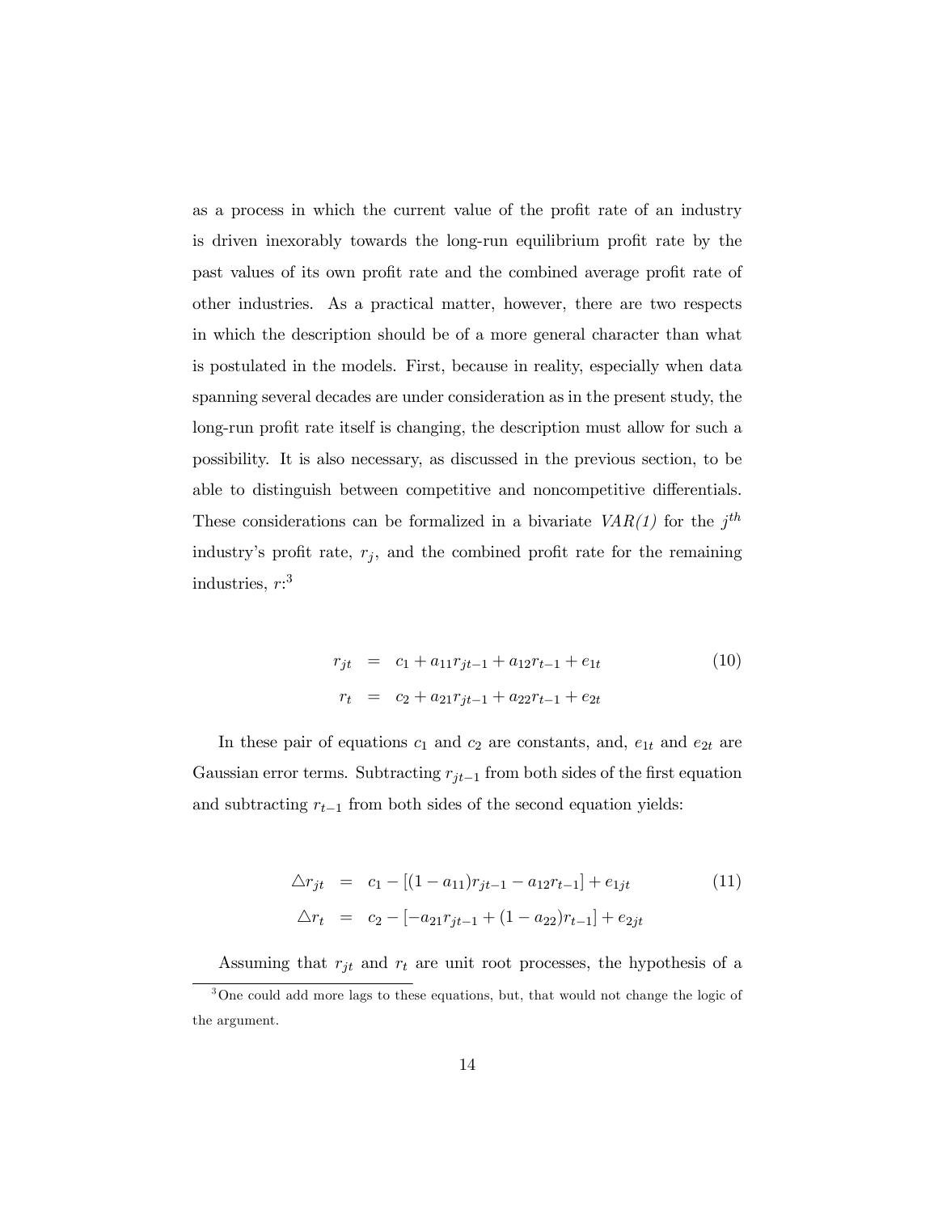as a process in which the current value of the profit rate of an industry is driven inexorably towards the long-run equilibrium profit rate by the past values of its own profit rate and the combined average profit rate of other industries. As a practical matter, however, there are two respects in which the description should be of a more general character than what is postulated in the models. First, because in reality, especially when data spanning several decades are under consideration as in the present study, the long-run profit rate itself is changing, the description must allow for such a possibility. It is also necessary, as discussed in the previous section, to be able to distinguish between competitive and noncompetitive differentials. These considerations can be formalized in a bivariate *VAR(1)* for the $j^{th}$ industry's profit rate, $r_j$, and the combined profit rate for the remaining industries, $r$:[3]

$$
\begin{aligned}
r_{jt} &= c_1 + a_{11} r_{jt-1} + a_{12} r_{t-1} + e_{1t} \\
r_t &= c_2 + a_{21} r_{jt-1} + a_{22} r_{t-1} + e_{2t}
\end{aligned}
\tag{10}
$$

In these pair of equations $c_1$ and $c_2$ are constants, and, $e_{1t}$ and $e_{2t}$ are Gaussian error terms. Subtracting $r_{jt-1}$ from both sides of the first equation and subtracting $r_{t-1}$ from both sides of the second equation yields:

$$
\begin{aligned}
\triangle r_{jt} &= c_1 - [(1 - a_{11}) r_{jt-1} - a_{12} r_{t-1}] + e_{1jt} \\
\triangle r_t &= c_2 - [-a_{21} r_{jt-1} + (1 - a_{22}) r_{t-1}] + e_{2jt}
\end{aligned}
\tag{11}
$$

Assuming that $r_{jt}$ and $r_t$ are unit root processes, the hypothesis of a

[3] One could add more lags to these equations, but, that would not change the logic of the argument.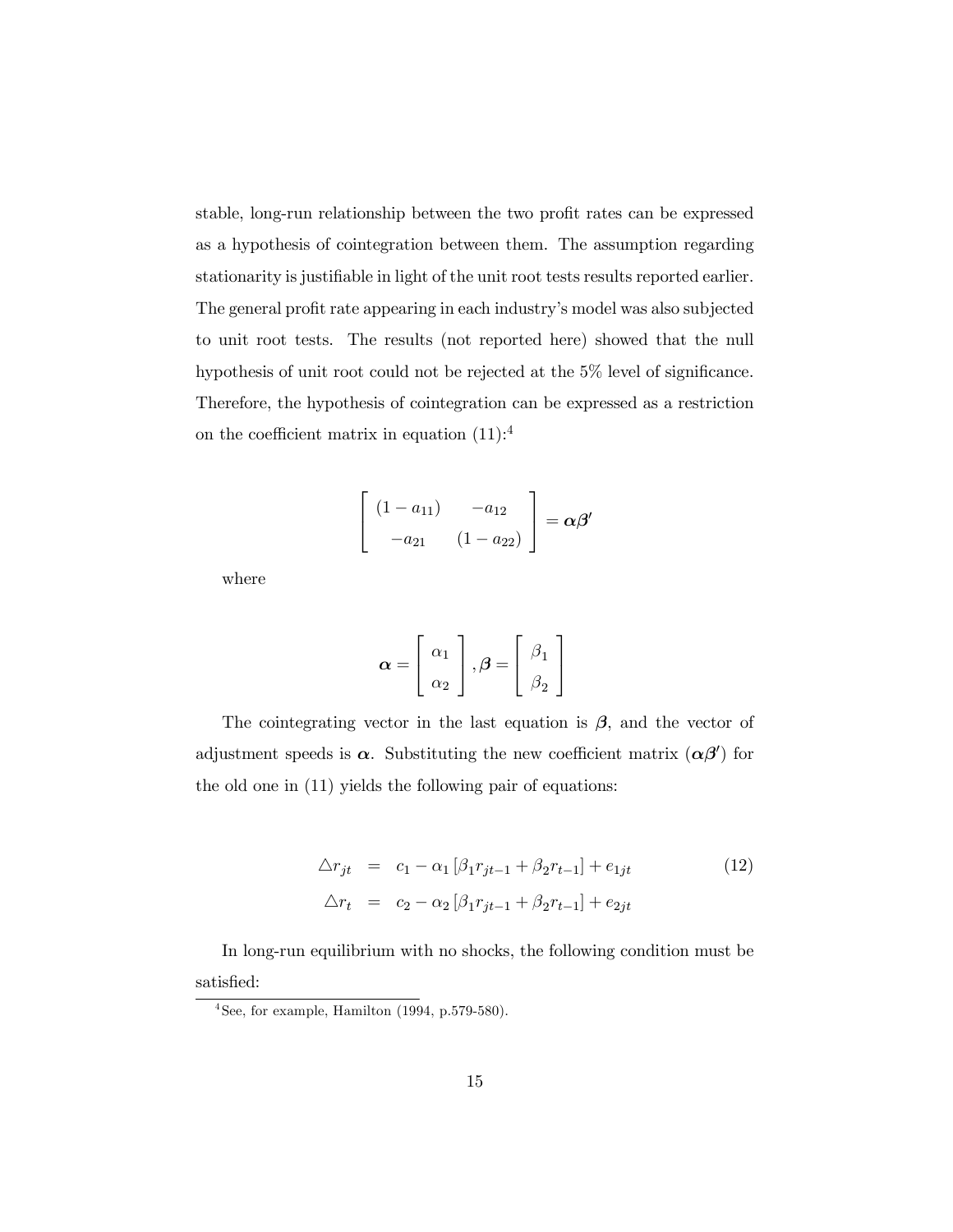stable, long-run relationship between the two profit rates can be expressed as a hypothesis of cointegration between them. The assumption regarding stationarity is justifiable in light of the unit root tests results reported earlier. The general profit rate appearing in each industry's model was also subjected to unit root tests. The results (not reported here) showed that the null hypothesis of unit root could not be rejected at the 5% level of significance. Therefore, the hypothesis of cointegration can be expressed as a restriction on the coefficient matrix in equation (11):[4]

$$\begin{bmatrix} (1-a_{11}) & -a_{12} \\ -a_{21} & (1-a_{22}) \end{bmatrix} = \boldsymbol{\alpha\beta}'$$

where

$$\boldsymbol{\alpha} = \begin{bmatrix} \alpha_1 \\ \alpha_2 \end{bmatrix}, \boldsymbol{\beta} = \begin{bmatrix} \beta_1 \\ \beta_2 \end{bmatrix}$$

The cointegrating vector in the last equation is $\boldsymbol{\beta}$, and the vector of adjustment speeds is $\boldsymbol{\alpha}$. Substituting the new coefficient matrix ($\boldsymbol{\alpha\beta}'$) for the old one in (11) yields the following pair of equations:

$$\begin{aligned} \triangle r_{jt} &= c_1 - \alpha_1 \left[\beta_1 r_{jt-1} + \beta_2 r_{t-1}\right] + e_{1jt} \\ \triangle r_t &= c_2 - \alpha_2 \left[\beta_1 r_{jt-1} + \beta_2 r_{t-1}\right] + e_{2jt} \end{aligned} \tag{12}$$

In long-run equilibrium with no shocks, the following condition must be satisfied:

[4] See, for example, Hamilton (1994, p.579-580).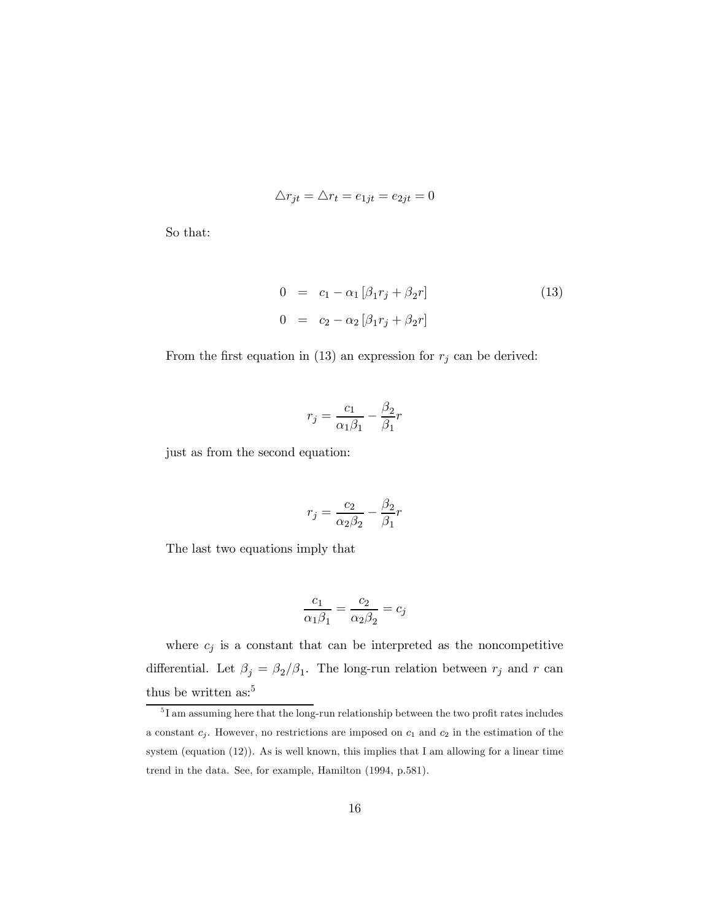$$\triangle r_{jt} = \triangle r_t = e_{1jt} = e_{2jt} = 0$$

So that:

$$\begin{aligned} 0 &= c_1 - \alpha_1 \left[ \beta_1 r_j + \beta_2 r \right] \\ 0 &= c_2 - \alpha_2 \left[ \beta_1 r_j + \beta_2 r \right] \end{aligned} \tag{13}$$

From the first equation in (13) an expression for $r_j$ can be derived:

$$r_j = \frac{c_1}{\alpha_1 \beta_1} - \frac{\beta_2}{\beta_1} r$$

just as from the second equation:

$$r_j = \frac{c_2}{\alpha_2 \beta_2} - \frac{\beta_2}{\beta_1} r$$

The last two equations imply that

$$\frac{c_1}{\alpha_1 \beta_1} = \frac{c_2}{\alpha_2 \beta_2} = c_j$$

where $c_j$ is a constant that can be interpreted as the noncompetitive differential. Let $\beta_j = \beta_2 / \beta_1$. The long-run relation between $r_j$ and $r$ can thus be written as:[5]

[5] I am assuming here that the long-run relationship between the two profit rates includes a constant $c_j$. However, no restrictions are imposed on $c_1$ and $c_2$ in the estimation of the system (equation (12)). As is well known, this implies that I am allowing for a linear time trend in the data. See, for example, Hamilton (1994, p.581).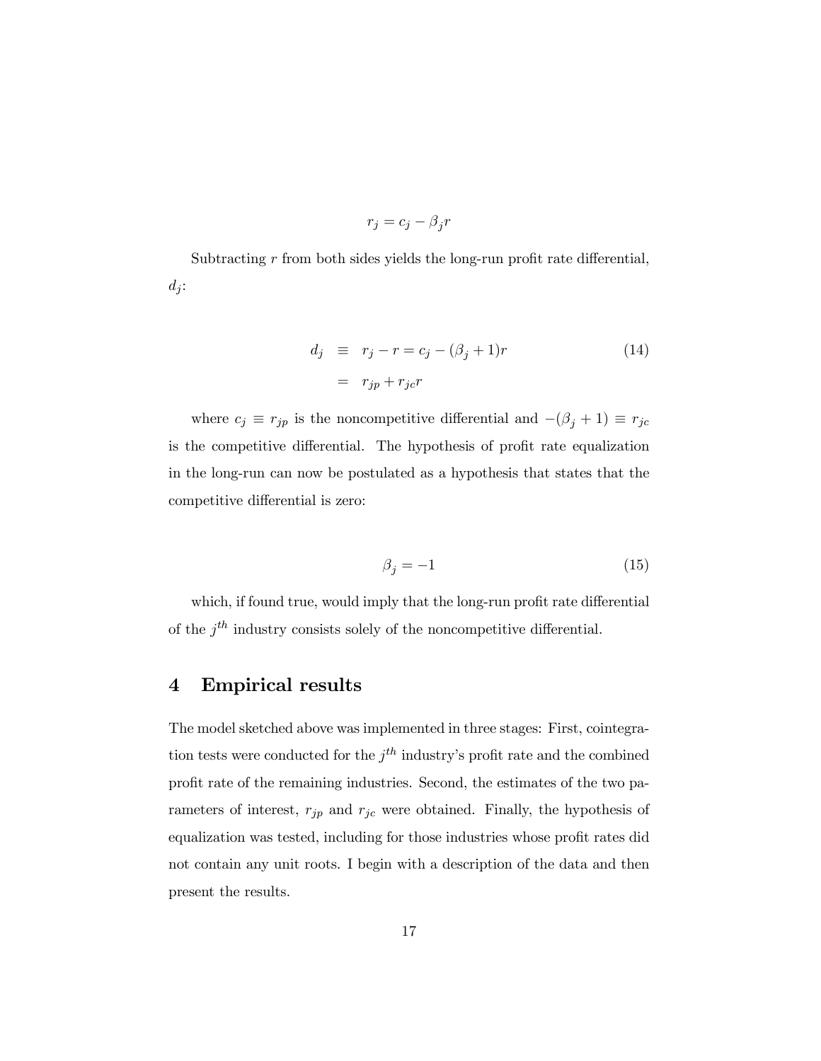$$r_j = c_j - \beta_j r$$

Subtracting $r$ from both sides yields the long-run profit rate differential, $d_j$:

$$\begin{aligned} d_j &\equiv r_j - r = c_j - (\beta_j + 1)r \qquad (14) \\ &= r_{jp} + r_{jc} r \end{aligned}$$

where $c_j \equiv r_{jp}$ is the noncompetitive differential and $-(\beta_j + 1) \equiv r_{jc}$ is the competitive differential. The hypothesis of profit rate equalization in the long-run can now be postulated as a hypothesis that states that the competitive differential is zero:

$$\beta_j = -1 \qquad (15)$$

which, if found true, would imply that the long-run profit rate differential of the $j^{th}$ industry consists solely of the noncompetitive differential.

## 4 Empirical results

The model sketched above was implemented in three stages: First, cointegration tests were conducted for the $j^{th}$ industry's profit rate and the combined profit rate of the remaining industries. Second, the estimates of the two parameters of interest, $r_{jp}$ and $r_{jc}$ were obtained. Finally, the hypothesis of equalization was tested, including for those industries whose profit rates did not contain any unit roots. I begin with a description of the data and then present the results.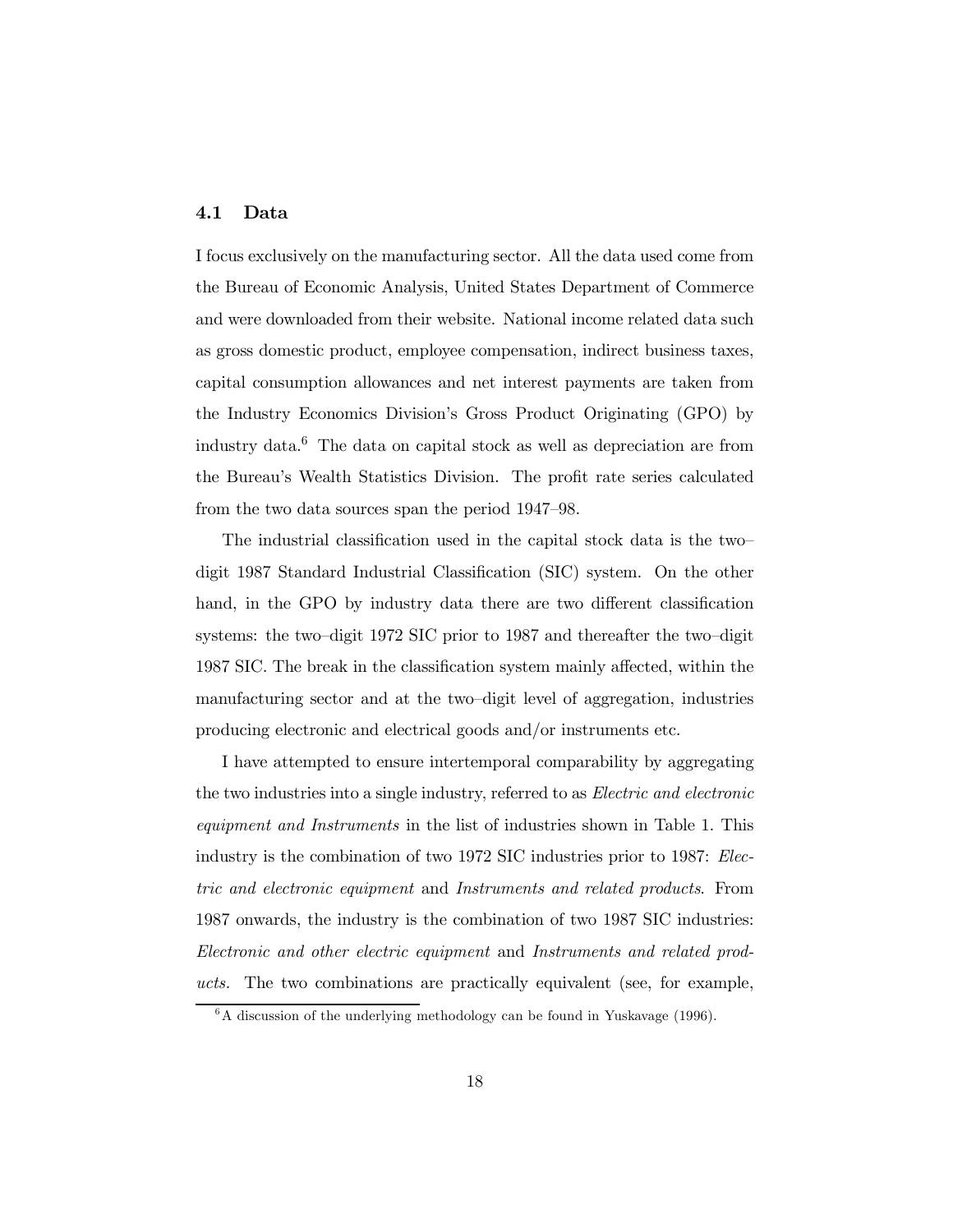### 4.1 Data

I focus exclusively on the manufacturing sector. All the data used come from the Bureau of Economic Analysis, United States Department of Commerce and were downloaded from their website. National income related data such as gross domestic product, employee compensation, indirect business taxes, capital consumption allowances and net interest payments are taken from the Industry Economics Division's Gross Product Originating (GPO) by industry data.[6] The data on capital stock as well as depreciation are from the Bureau's Wealth Statistics Division. The profit rate series calculated from the two data sources span the period 1947–98.

The industrial classification used in the capital stock data is the two–digit 1987 Standard Industrial Classification (SIC) system. On the other hand, in the GPO by industry data there are two different classification systems: the two–digit 1972 SIC prior to 1987 and thereafter the two–digit 1987 SIC. The break in the classification system mainly affected, within the manufacturing sector and at the two–digit level of aggregation, industries producing electronic and electrical goods and/or instruments etc.

I have attempted to ensure intertemporal comparability by aggregating the two industries into a single industry, referred to as *Electric and electronic equipment and Instruments* in the list of industries shown in Table 1. This industry is the combination of two 1972 SIC industries prior to 1987: *Electric and electronic equipment* and *Instruments and related products*. From 1987 onwards, the industry is the combination of two 1987 SIC industries: *Electronic and other electric equipment* and *Instruments and related products.* The two combinations are practically equivalent (see, for example,

[6] A discussion of the underlying methodology can be found in Yuskavage (1996).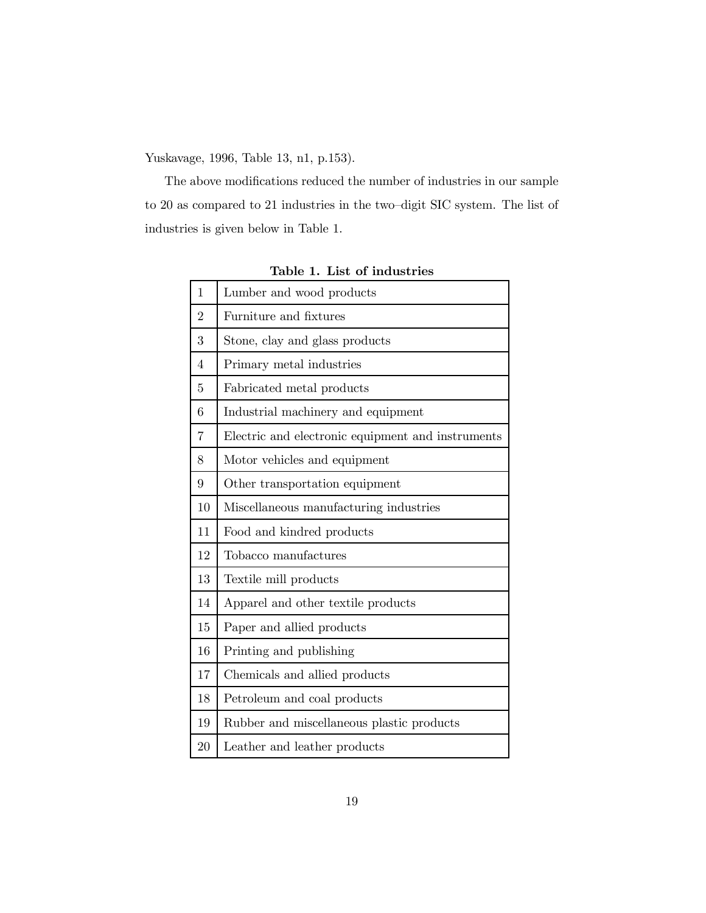Yuskavage, 1996, Table 13, n1, p.153).

The above modifications reduced the number of industries in our sample to 20 as compared to 21 industries in the two–digit SIC system. The list of industries is given below in Table 1.

**Table 1. List of industries**

| | |
|---|---|
| 1 | Lumber and wood products |
| 2 | Furniture and fixtures |
| 3 | Stone, clay and glass products |
| 4 | Primary metal industries |
| 5 | Fabricated metal products |
| 6 | Industrial machinery and equipment |
| 7 | Electric and electronic equipment and instruments |
| 8 | Motor vehicles and equipment |
| 9 | Other transportation equipment |
| 10 | Miscellaneous manufacturing industries |
| 11 | Food and kindred products |
| 12 | Tobacco manufactures |
| 13 | Textile mill products |
| 14 | Apparel and other textile products |
| 15 | Paper and allied products |
| 16 | Printing and publishing |
| 17 | Chemicals and allied products |
| 18 | Petroleum and coal products |
| 19 | Rubber and miscellaneous plastic products |
| 20 | Leather and leather products |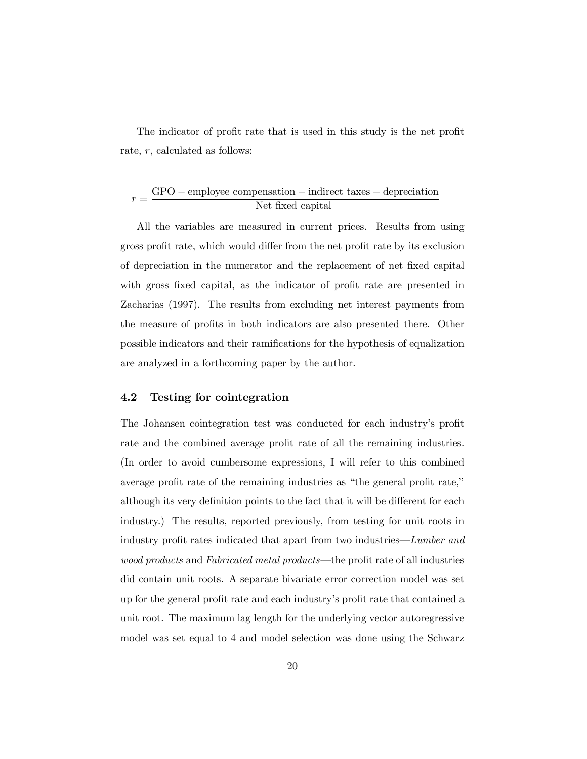The indicator of profit rate that is used in this study is the net profit rate, $r$, calculated as follows:

$$r = \frac{\text{GPO} - \text{employee compensation} - \text{indirect taxes} - \text{depreciation}}{\text{Net fixed capital}}$$

All the variables are measured in current prices. Results from using gross profit rate, which would differ from the net profit rate by its exclusion of depreciation in the numerator and the replacement of net fixed capital with gross fixed capital, as the indicator of profit rate are presented in Zacharias (1997). The results from excluding net interest payments from the measure of profits in both indicators are also presented there. Other possible indicators and their ramifications for the hypothesis of equalization are analyzed in a forthcoming paper by the author.

## 4.2 Testing for cointegration

The Johansen cointegration test was conducted for each industry's profit rate and the combined average profit rate of all the remaining industries. (In order to avoid cumbersome expressions, I will refer to this combined average profit rate of the remaining industries as "the general profit rate," although its very definition points to the fact that it will be different for each industry.) The results, reported previously, from testing for unit roots in industry profit rates indicated that apart from two industries—*Lumber and wood products* and *Fabricated metal products*—the profit rate of all industries did contain unit roots. A separate bivariate error correction model was set up for the general profit rate and each industry's profit rate that contained a unit root. The maximum lag length for the underlying vector autoregressive model was set equal to 4 and model selection was done using the Schwarz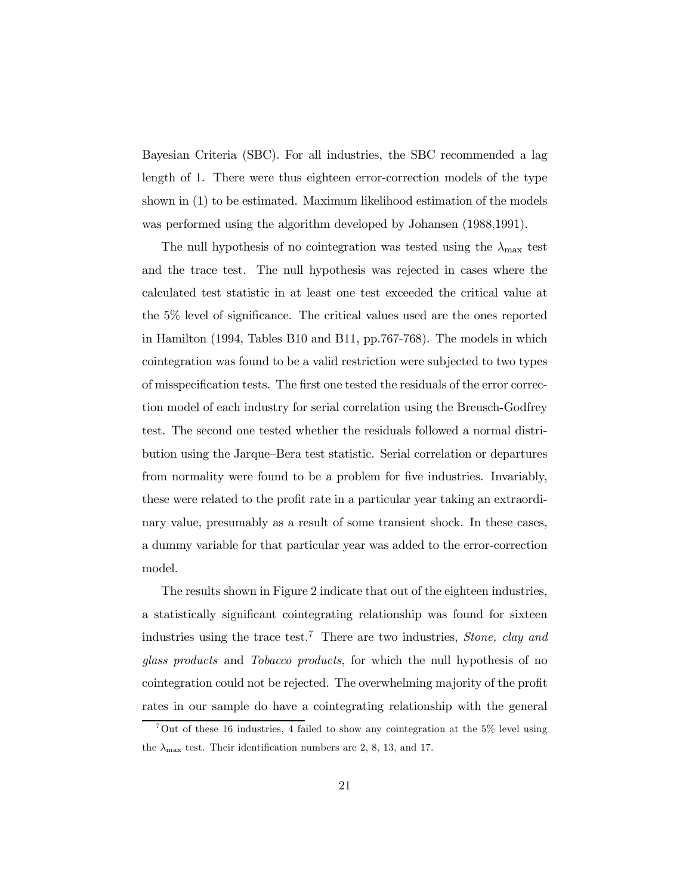Bayesian Criteria (SBC). For all industries, the SBC recommended a lag length of 1. There were thus eighteen error-correction models of the type shown in (1) to be estimated. Maximum likelihood estimation of the models was performed using the algorithm developed by Johansen (1988,1991).

The null hypothesis of no cointegration was tested using the $\lambda_{\max}$ test and the trace test. The null hypothesis was rejected in cases where the calculated test statistic in at least one test exceeded the critical value at the 5% level of significance. The critical values used are the ones reported in Hamilton (1994, Tables B10 and B11, pp.767-768). The models in which cointegration was found to be a valid restriction were subjected to two types of misspecification tests. The first one tested the residuals of the error correction model of each industry for serial correlation using the Breusch-Godfrey test. The second one tested whether the residuals followed a normal distribution using the Jarque–Bera test statistic. Serial correlation or departures from normality were found to be a problem for five industries. Invariably, these were related to the profit rate in a particular year taking an extraordinary value, presumably as a result of some transient shock. In these cases, a dummy variable for that particular year was added to the error-correction model.

The results shown in Figure 2 indicate that out of the eighteen industries, a statistically significant cointegrating relationship was found for sixteen industries using the trace test.[7] There are two industries, *Stone, clay and glass products* and *Tobacco products*, for which the null hypothesis of no cointegration could not be rejected. The overwhelming majority of the profit rates in our sample do have a cointegrating relationship with the general

[7] Out of these 16 industries, 4 failed to show any cointegration at the 5% level using the $\lambda_{\max}$ test. Their identification numbers are 2, 8, 13, and 17.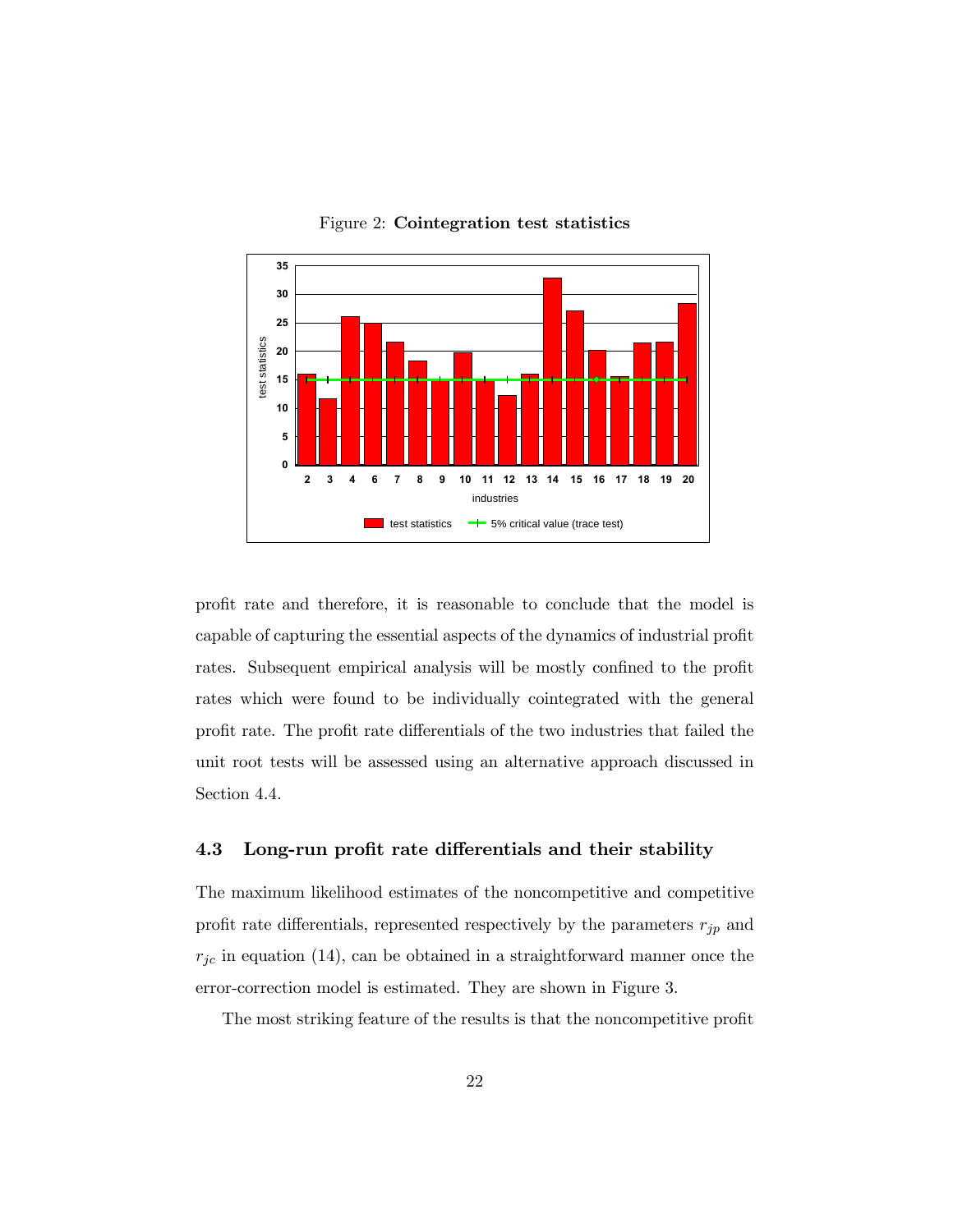Figure 2: **Cointegration test statistics**

profit rate and therefore, it is reasonable to conclude that the model is capable of capturing the essential aspects of the dynamics of industrial profit rates. Subsequent empirical analysis will be mostly confined to the profit rates which were found to be individually cointegrated with the general profit rate. The profit rate differentials of the two industries that failed the unit root tests will be assessed using an alternative approach discussed in Section 4.4.

### 4.3 Long-run profit rate differentials and their stability

The maximum likelihood estimates of the noncompetitive and competitive profit rate differentials, represented respectively by the parameters $r_{jp}$ and $r_{jc}$ in equation (14), can be obtained in a straightforward manner once the error-correction model is estimated. They are shown in Figure 3.

The most striking feature of the results is that the noncompetitive profit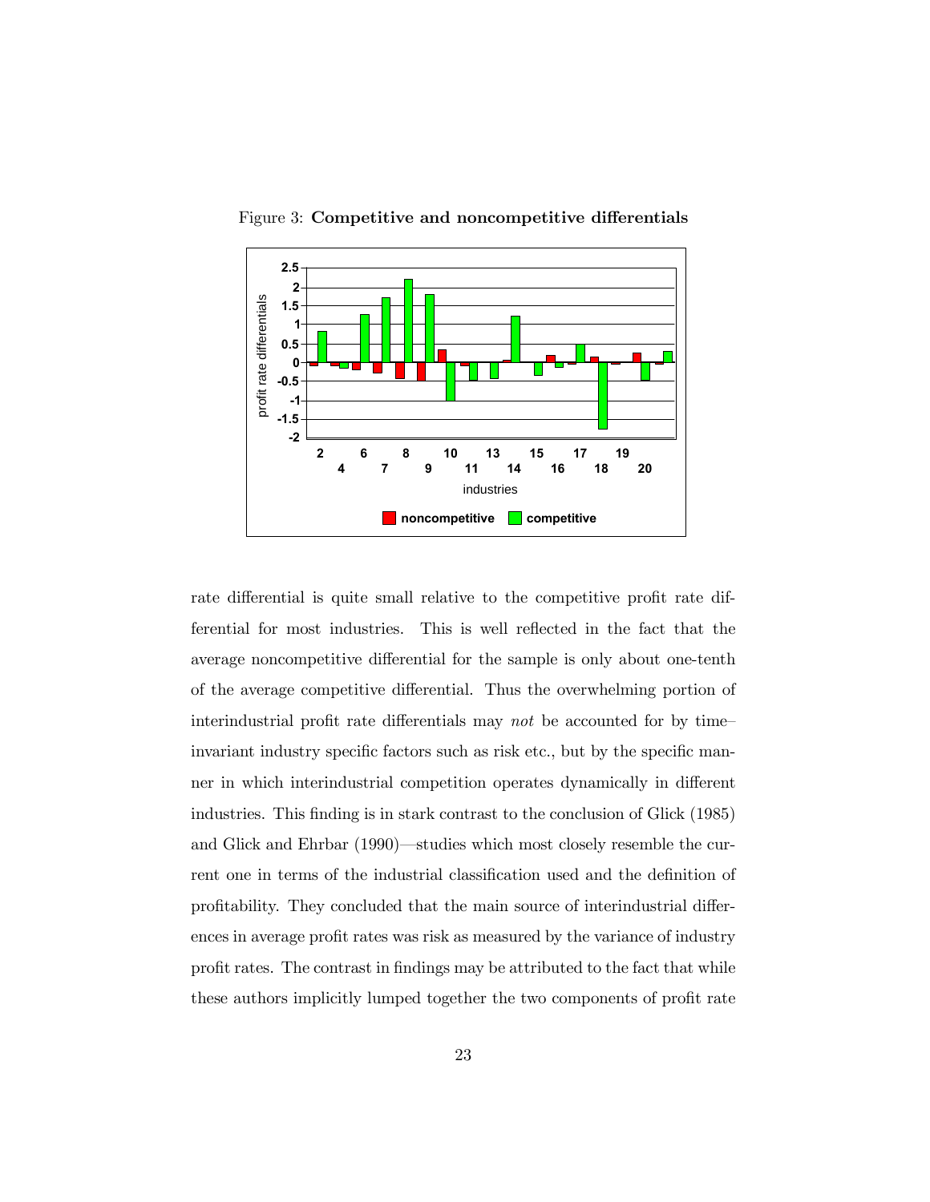Figure 3: **Competitive and noncompetitive differentials**

rate differential is quite small relative to the competitive profit rate differential for most industries. This is well reflected in the fact that the average noncompetitive differential for the sample is only about one-tenth of the average competitive differential. Thus the overwhelming portion of interindustrial profit rate differentials may *not* be accounted for by time–invariant industry specific factors such as risk etc., but by the specific manner in which interindustrial competition operates dynamically in different industries. This finding is in stark contrast to the conclusion of Glick (1985) and Glick and Ehrbar (1990)—studies which most closely resemble the current one in terms of the industrial classification used and the definition of profitability. They concluded that the main source of interindustrial differences in average profit rates was risk as measured by the variance of industry profit rates. The contrast in findings may be attributed to the fact that while these authors implicitly lumped together the two components of profit rate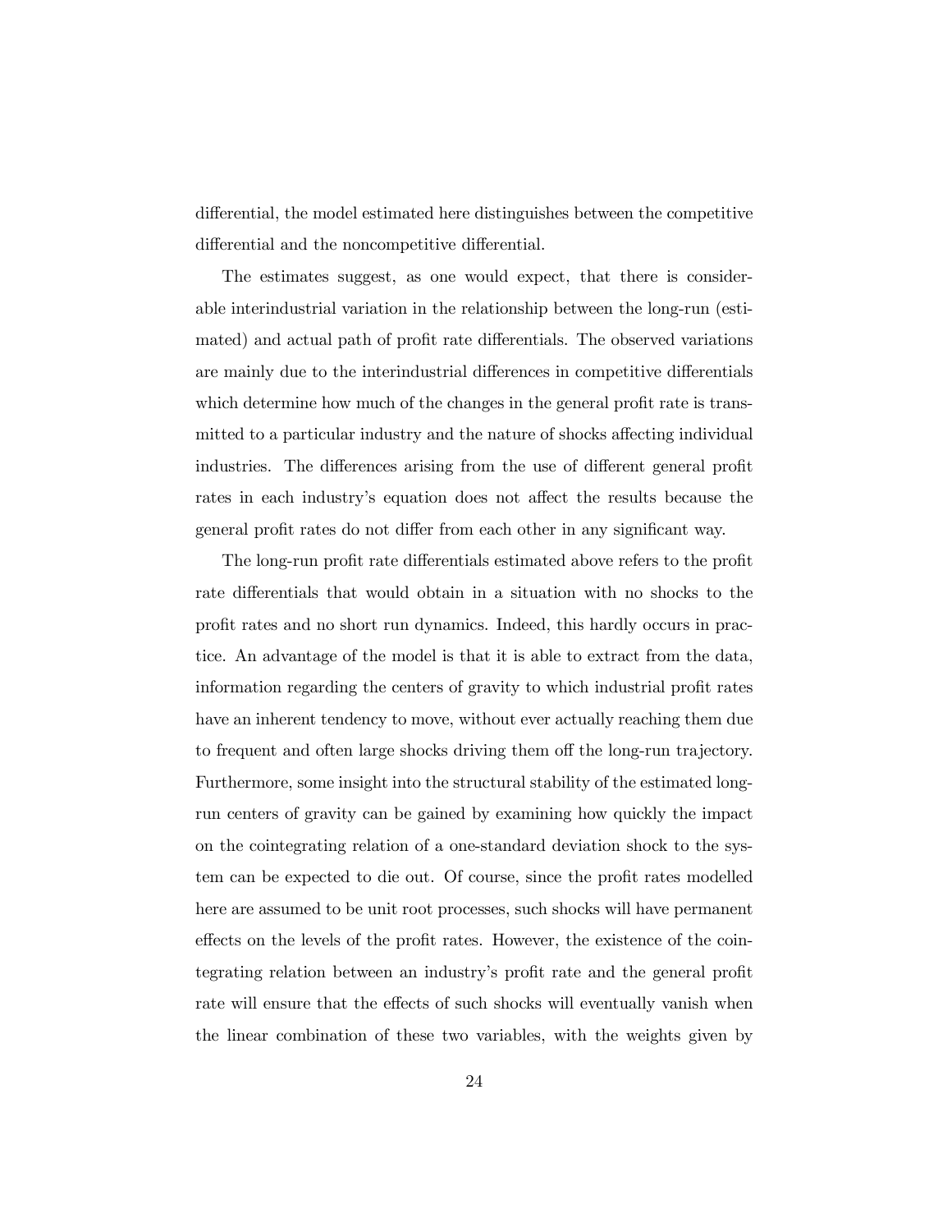differential, the model estimated here distinguishes between the competitive differential and the noncompetitive differential.

The estimates suggest, as one would expect, that there is considerable interindustrial variation in the relationship between the long-run (estimated) and actual path of profit rate differentials. The observed variations are mainly due to the interindustrial differences in competitive differentials which determine how much of the changes in the general profit rate is transmitted to a particular industry and the nature of shocks affecting individual industries. The differences arising from the use of different general profit rates in each industry's equation does not affect the results because the general profit rates do not differ from each other in any significant way.

The long-run profit rate differentials estimated above refers to the profit rate differentials that would obtain in a situation with no shocks to the profit rates and no short run dynamics. Indeed, this hardly occurs in practice. An advantage of the model is that it is able to extract from the data, information regarding the centers of gravity to which industrial profit rates have an inherent tendency to move, without ever actually reaching them due to frequent and often large shocks driving them off the long-run trajectory. Furthermore, some insight into the structural stability of the estimated long-run centers of gravity can be gained by examining how quickly the impact on the cointegrating relation of a one-standard deviation shock to the system can be expected to die out. Of course, since the profit rates modelled here are assumed to be unit root processes, such shocks will have permanent effects on the levels of the profit rates. However, the existence of the cointegrating relation between an industry's profit rate and the general profit rate will ensure that the effects of such shocks will eventually vanish when the linear combination of these two variables, with the weights given by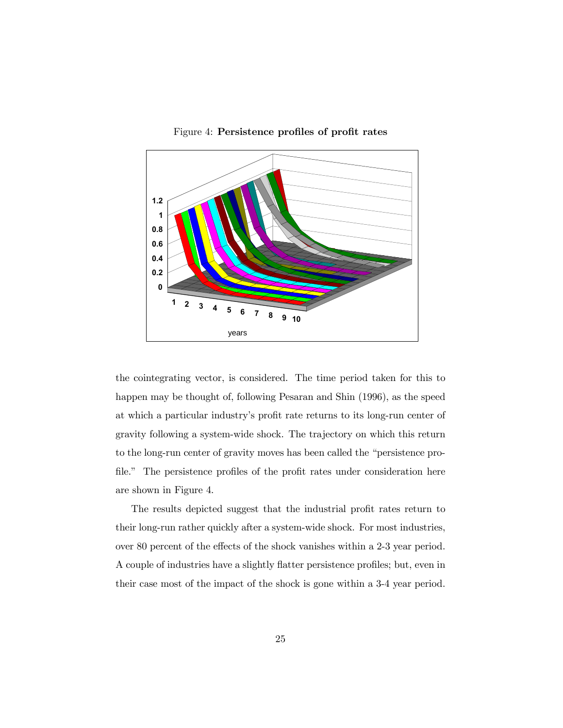Figure 4: **Persistence profiles of profit rates**

the cointegrating vector, is considered. The time period taken for this to happen may be thought of, following Pesaran and Shin (1996), as the speed at which a particular industry's profit rate returns to its long-run center of gravity following a system-wide shock. The trajectory on which this return to the long-run center of gravity moves has been called the "persistence profile." The persistence profiles of the profit rates under consideration here are shown in Figure 4.

The results depicted suggest that the industrial profit rates return to their long-run rather quickly after a system-wide shock. For most industries, over 80 percent of the effects of the shock vanishes within a 2-3 year period. A couple of industries have a slightly flatter persistence profiles; but, even in their case most of the impact of the shock is gone within a 3-4 year period.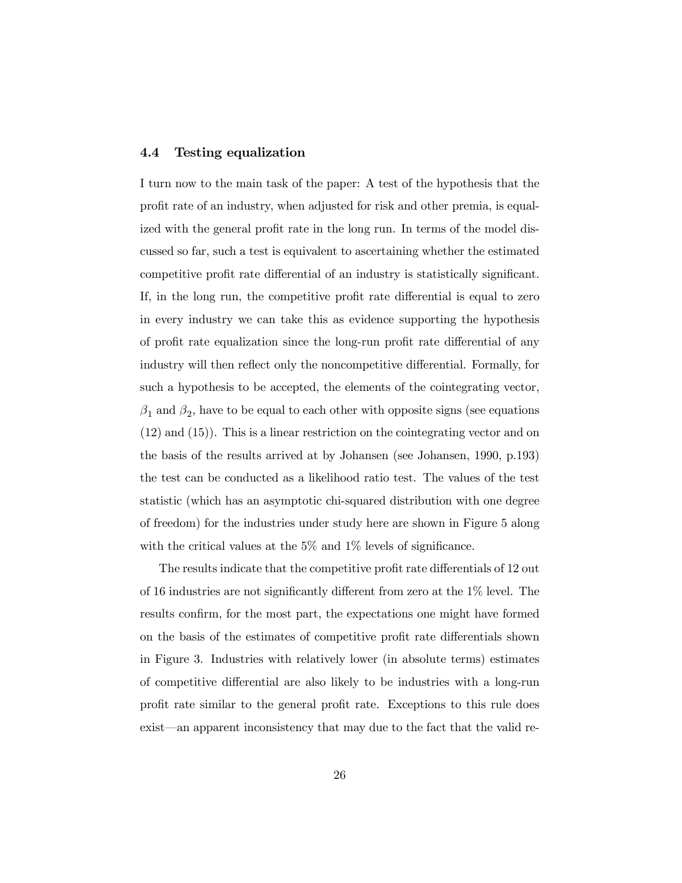### 4.4 Testing equalization

I turn now to the main task of the paper: A test of the hypothesis that the profit rate of an industry, when adjusted for risk and other premia, is equalized with the general profit rate in the long run. In terms of the model discussed so far, such a test is equivalent to ascertaining whether the estimated competitive profit rate differential of an industry is statistically significant. If, in the long run, the competitive profit rate differential is equal to zero in every industry we can take this as evidence supporting the hypothesis of profit rate equalization since the long-run profit rate differential of any industry will then reflect only the noncompetitive differential. Formally, for such a hypothesis to be accepted, the elements of the cointegrating vector, $\beta_1$ and $\beta_2$, have to be equal to each other with opposite signs (see equations (12) and (15)). This is a linear restriction on the cointegrating vector and on the basis of the results arrived at by Johansen (see Johansen, 1990, p.193) the test can be conducted as a likelihood ratio test. The values of the test statistic (which has an asymptotic chi-squared distribution with one degree of freedom) for the industries under study here are shown in Figure 5 along with the critical values at the 5% and 1% levels of significance.

The results indicate that the competitive profit rate differentials of 12 out of 16 industries are not significantly different from zero at the 1% level. The results confirm, for the most part, the expectations one might have formed on the basis of the estimates of competitive profit rate differentials shown in Figure 3. Industries with relatively lower (in absolute terms) estimates of competitive differential are also likely to be industries with a long-run profit rate similar to the general profit rate. Exceptions to this rule does exist—an apparent inconsistency that may due to the fact that the valid re-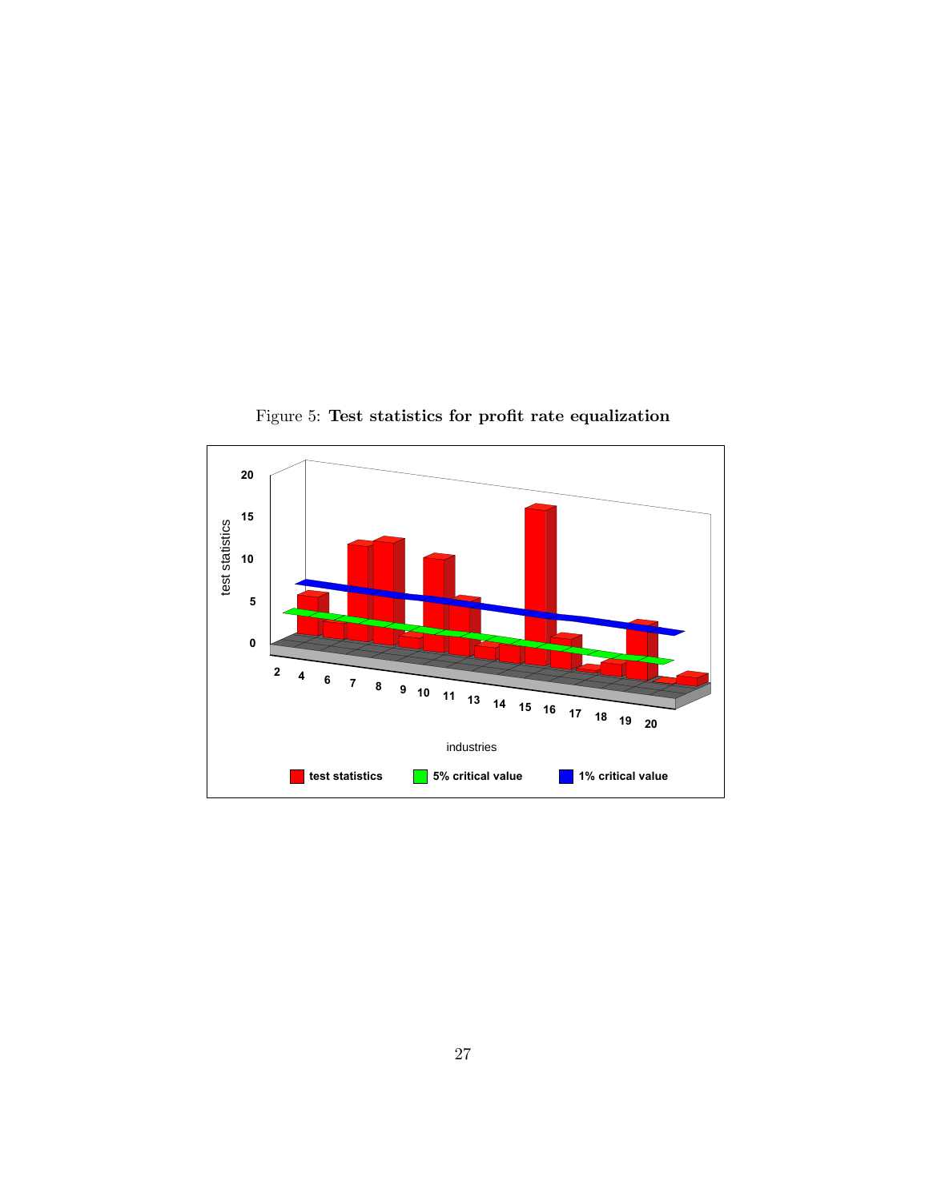Figure 5: **Test statistics for profit rate equalization**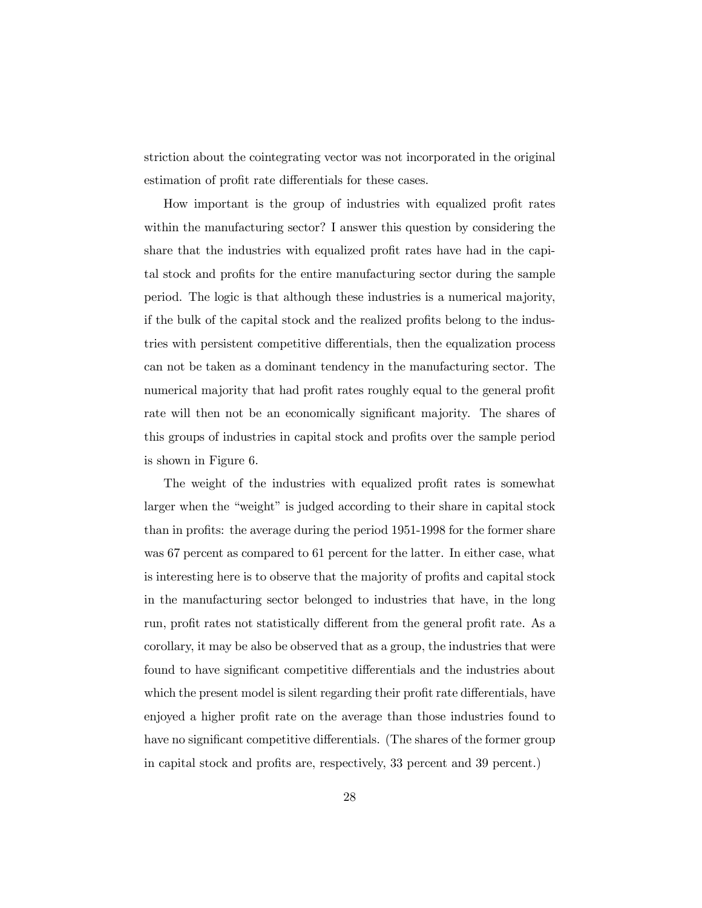striction about the cointegrating vector was not incorporated in the original estimation of profit rate differentials for these cases.

How important is the group of industries with equalized profit rates within the manufacturing sector? I answer this question by considering the share that the industries with equalized profit rates have had in the capital stock and profits for the entire manufacturing sector during the sample period. The logic is that although these industries is a numerical majority, if the bulk of the capital stock and the realized profits belong to the industries with persistent competitive differentials, then the equalization process can not be taken as a dominant tendency in the manufacturing sector. The numerical majority that had profit rates roughly equal to the general profit rate will then not be an economically significant majority. The shares of this groups of industries in capital stock and profits over the sample period is shown in Figure 6.

The weight of the industries with equalized profit rates is somewhat larger when the "weight" is judged according to their share in capital stock than in profits: the average during the period 1951-1998 for the former share was 67 percent as compared to 61 percent for the latter. In either case, what is interesting here is to observe that the majority of profits and capital stock in the manufacturing sector belonged to industries that have, in the long run, profit rates not statistically different from the general profit rate. As a corollary, it may be also be observed that as a group, the industries that were found to have significant competitive differentials and the industries about which the present model is silent regarding their profit rate differentials, have enjoyed a higher profit rate on the average than those industries found to have no significant competitive differentials. (The shares of the former group in capital stock and profits are, respectively, 33 percent and 39 percent.)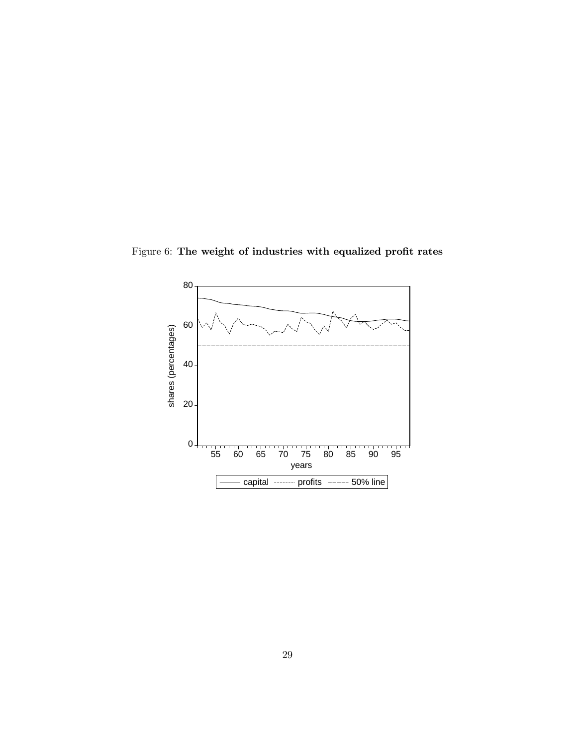Figure 6: **The weight of industries with equalized profit rates**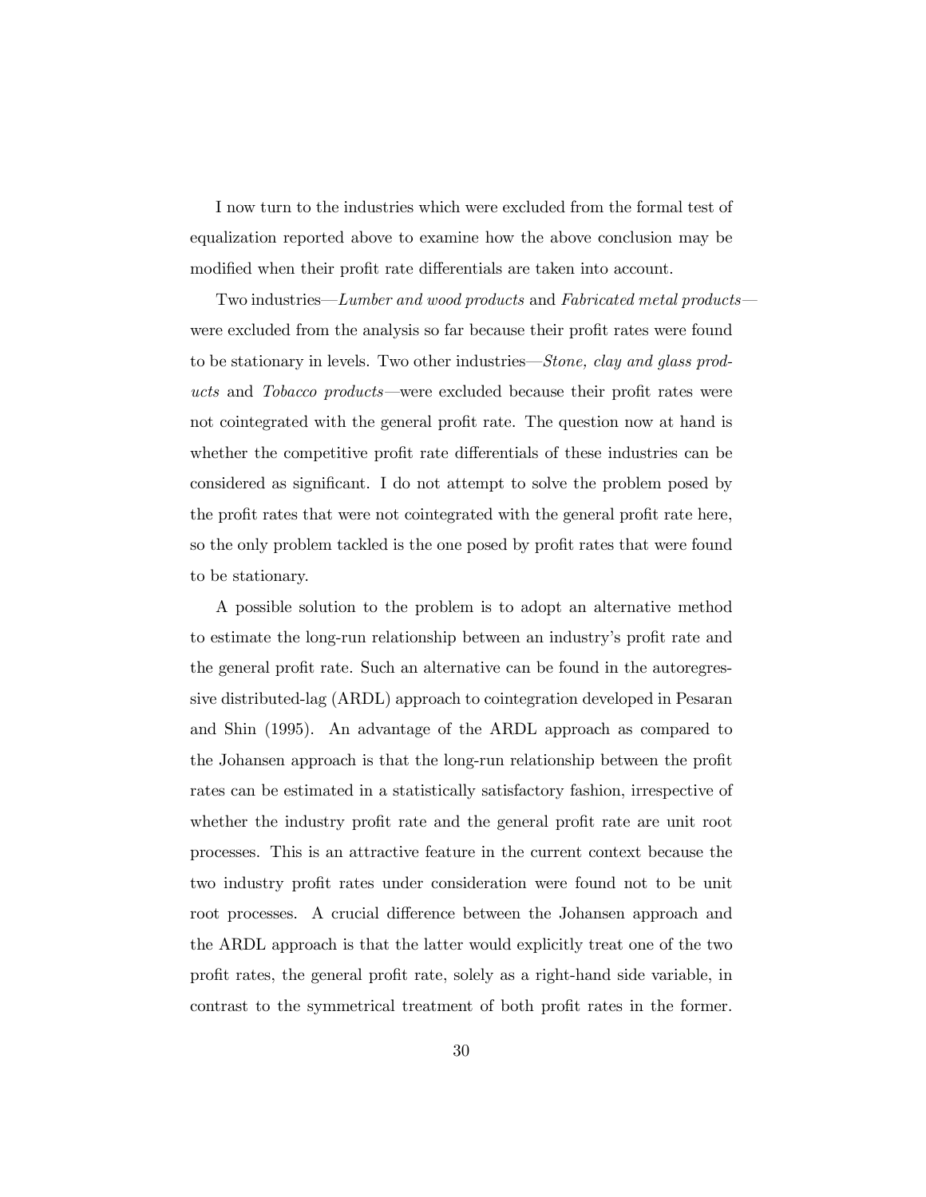I now turn to the industries which were excluded from the formal test of equalization reported above to examine how the above conclusion may be modified when their profit rate differentials are taken into account.

Two industries—*Lumber and wood products* and *Fabricated metal products*—were excluded from the analysis so far because their profit rates were found to be stationary in levels. Two other industries—*Stone, clay and glass products* and *Tobacco products*—were excluded because their profit rates were not cointegrated with the general profit rate. The question now at hand is whether the competitive profit rate differentials of these industries can be considered as significant. I do not attempt to solve the problem posed by the profit rates that were not cointegrated with the general profit rate here, so the only problem tackled is the one posed by profit rates that were found to be stationary.

A possible solution to the problem is to adopt an alternative method to estimate the long-run relationship between an industry's profit rate and the general profit rate. Such an alternative can be found in the autoregressive distributed-lag (ARDL) approach to cointegration developed in Pesaran and Shin (1995). An advantage of the ARDL approach as compared to the Johansen approach is that the long-run relationship between the profit rates can be estimated in a statistically satisfactory fashion, irrespective of whether the industry profit rate and the general profit rate are unit root processes. This is an attractive feature in the current context because the two industry profit rates under consideration were found not to be unit root processes. A crucial difference between the Johansen approach and the ARDL approach is that the latter would explicitly treat one of the two profit rates, the general profit rate, solely as a right-hand side variable, in contrast to the symmetrical treatment of both profit rates in the former.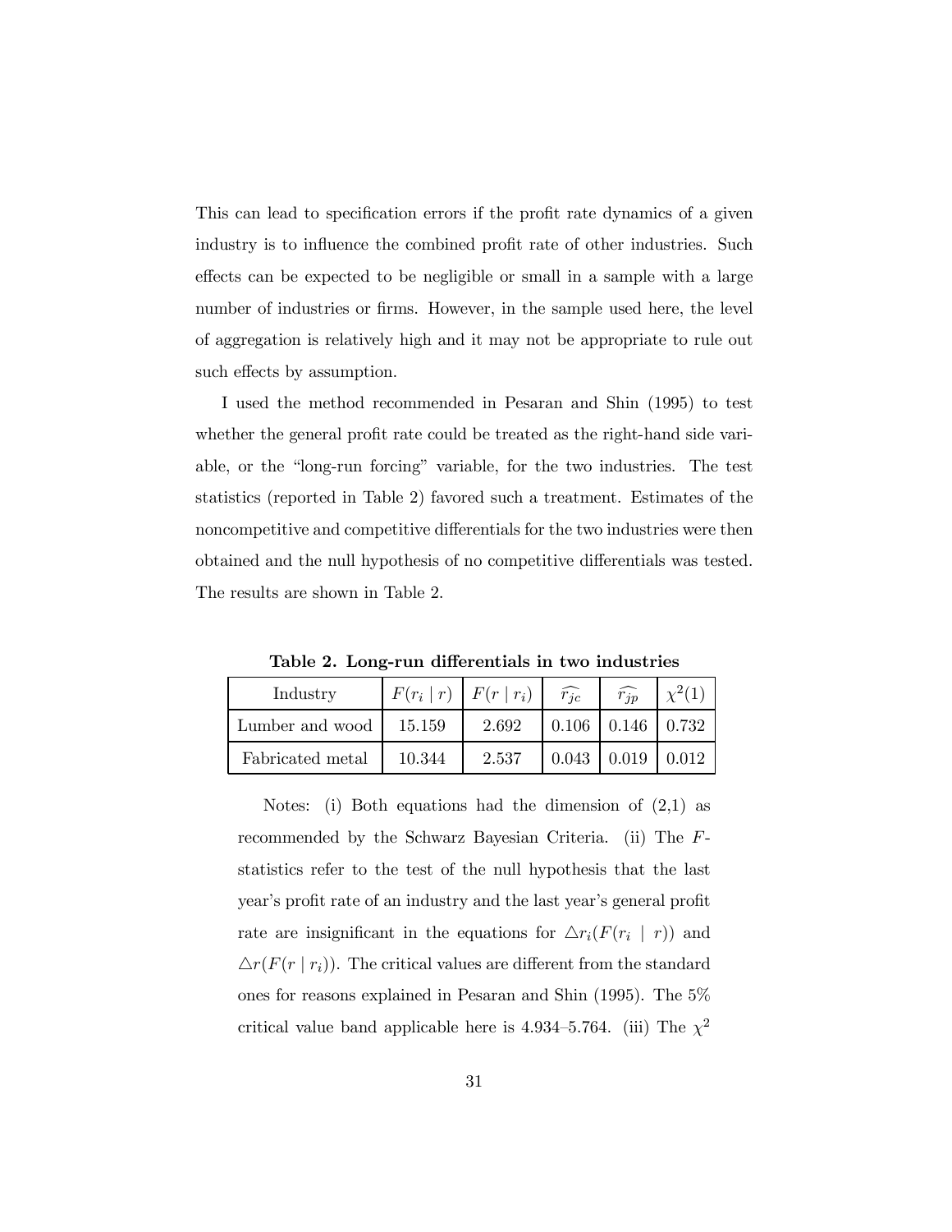This can lead to specification errors if the profit rate dynamics of a given industry is to influence the combined profit rate of other industries. Such effects can be expected to be negligible or small in a sample with a large number of industries or firms. However, in the sample used here, the level of aggregation is relatively high and it may not be appropriate to rule out such effects by assumption.

I used the method recommended in Pesaran and Shin (1995) to test whether the general profit rate could be treated as the right-hand side variable, or the "long-run forcing" variable, for the two industries. The test statistics (reported in Table 2) favored such a treatment. Estimates of the noncompetitive and competitive differentials for the two industries were then obtained and the null hypothesis of no competitive differentials was tested. The results are shown in Table 2.

**Table 2. Long-run differentials in two industries**

| Industry | $F(r_i \mid r)$ | $F(r \mid r_i)$ | $\widehat{r_{jc}}$ | $\widehat{r_{jp}}$ | $\chi^2(1)$ |
|---|---|---|---|---|---|
| Lumber and wood | 15.159 | 2.692 | 0.106 | 0.146 | 0.732 |
| Fabricated metal | 10.344 | 2.537 | 0.043 | 0.019 | 0.012 |

Notes: (i) Both equations had the dimension of (2,1) as recommended by the Schwarz Bayesian Criteria. (ii) The $F$-statistics refer to the test of the null hypothesis that the last year's profit rate of an industry and the last year's general profit rate are insignificant in the equations for $\triangle r_i(F(r_i \mid r))$ and $\triangle r(F(r \mid r_i))$. The critical values are different from the standard ones for reasons explained in Pesaran and Shin (1995). The 5% critical value band applicable here is 4.934–5.764. (iii) The $\chi^2$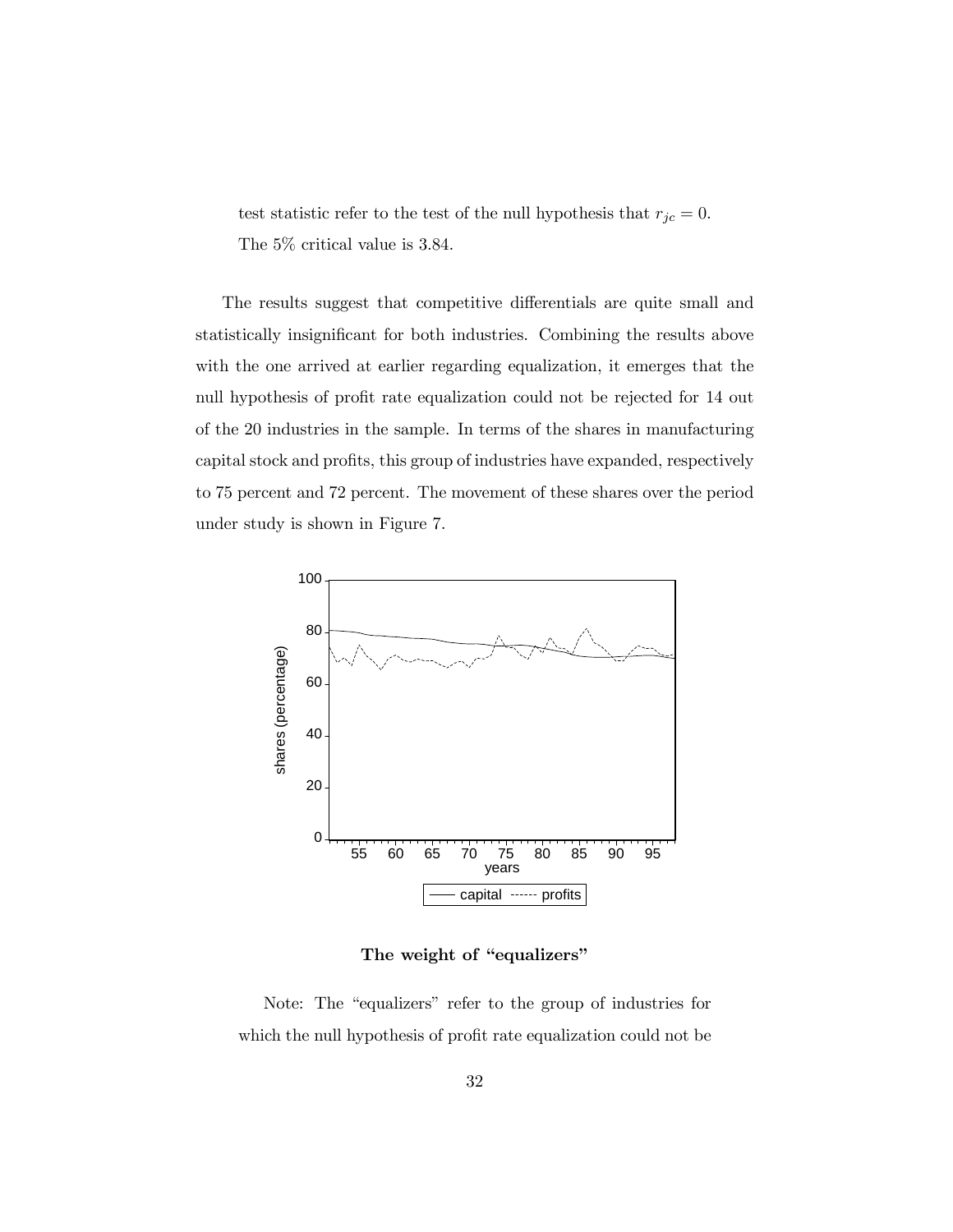test statistic refer to the test of the null hypothesis that $r_{jc} = 0$.
The 5% critical value is 3.84.

The results suggest that competitive differentials are quite small and statistically insignificant for both industries. Combining the results above with the one arrived at earlier regarding equalization, it emerges that the null hypothesis of profit rate equalization could not be rejected for 14 out of the 20 industries in the sample. In terms of the shares in manufacturing capital stock and profits, this group of industries have expanded, respectively to 75 percent and 72 percent. The movement of these shares over the period under study is shown in Figure 7.

**The weight of "equalizers"**

Note: The "equalizers" refer to the group of industries for which the null hypothesis of profit rate equalization could not be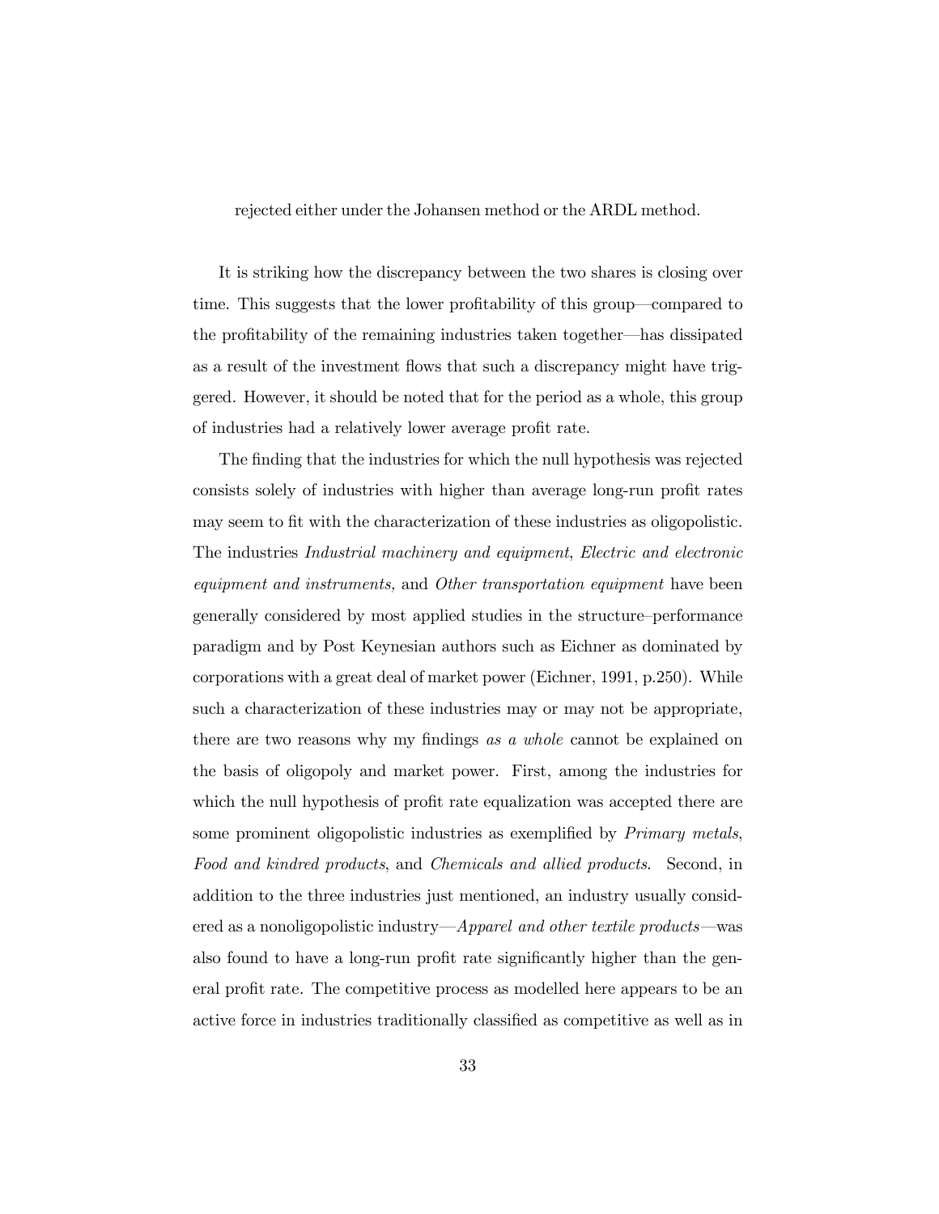rejected either under the Johansen method or the ARDL method.

It is striking how the discrepancy between the two shares is closing over time. This suggests that the lower profitability of this group—compared to the profitability of the remaining industries taken together—has dissipated as a result of the investment flows that such a discrepancy might have triggered. However, it should be noted that for the period as a whole, this group of industries had a relatively lower average profit rate.

The finding that the industries for which the null hypothesis was rejected consists solely of industries with higher than average long-run profit rates may seem to fit with the characterization of these industries as oligopolistic. The industries *Industrial machinery and equipment*, *Electric and electronic equipment and instruments,* and *Other transportation equipment* have been generally considered by most applied studies in the structure–performance paradigm and by Post Keynesian authors such as Eichner as dominated by corporations with a great deal of market power (Eichner, 1991, p.250). While such a characterization of these industries may or may not be appropriate, there are two reasons why my findings *as a whole* cannot be explained on the basis of oligopoly and market power. First, among the industries for which the null hypothesis of profit rate equalization was accepted there are some prominent oligopolistic industries as exemplified by *Primary metals*, *Food and kindred products*, and *Chemicals and allied products*. Second, in addition to the three industries just mentioned, an industry usually considered as a nonoligopolistic industry—*Apparel and other textile products*—was also found to have a long-run profit rate significantly higher than the general profit rate. The competitive process as modelled here appears to be an active force in industries traditionally classified as competitive as well as in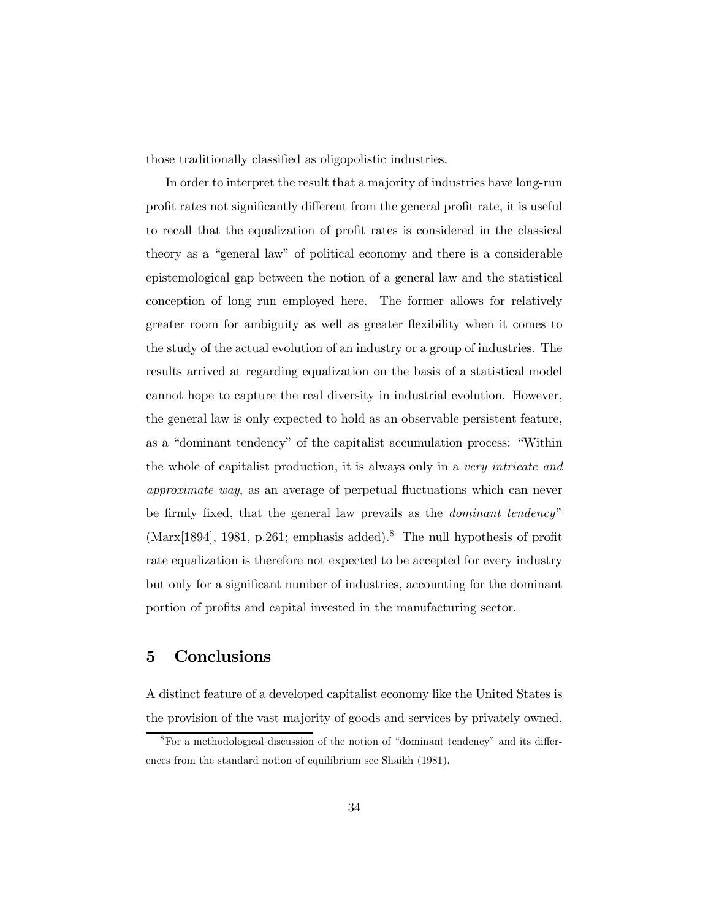those traditionally classified as oligopolistic industries.

In order to interpret the result that a majority of industries have long-run profit rates not significantly different from the general profit rate, it is useful to recall that the equalization of profit rates is considered in the classical theory as a "general law" of political economy and there is a considerable epistemological gap between the notion of a general law and the statistical conception of long run employed here. The former allows for relatively greater room for ambiguity as well as greater flexibility when it comes to the study of the actual evolution of an industry or a group of industries. The results arrived at regarding equalization on the basis of a statistical model cannot hope to capture the real diversity in industrial evolution. However, the general law is only expected to hold as an observable persistent feature, as a "dominant tendency" of the capitalist accumulation process: "Within the whole of capitalist production, it is always only in a *very intricate and approximate way*, as an average of perpetual fluctuations which can never be firmly fixed, that the general law prevails as the *dominant tendency*" (Marx[1894], 1981, p.261; emphasis added).[8] The null hypothesis of profit rate equalization is therefore not expected to be accepted for every industry but only for a significant number of industries, accounting for the dominant portion of profits and capital invested in the manufacturing sector.

## 5 Conclusions

A distinct feature of a developed capitalist economy like the United States is the provision of the vast majority of goods and services by privately owned,

[8] For a methodological discussion of the notion of "dominant tendency" and its differences from the standard notion of equilibrium see Shaikh (1981).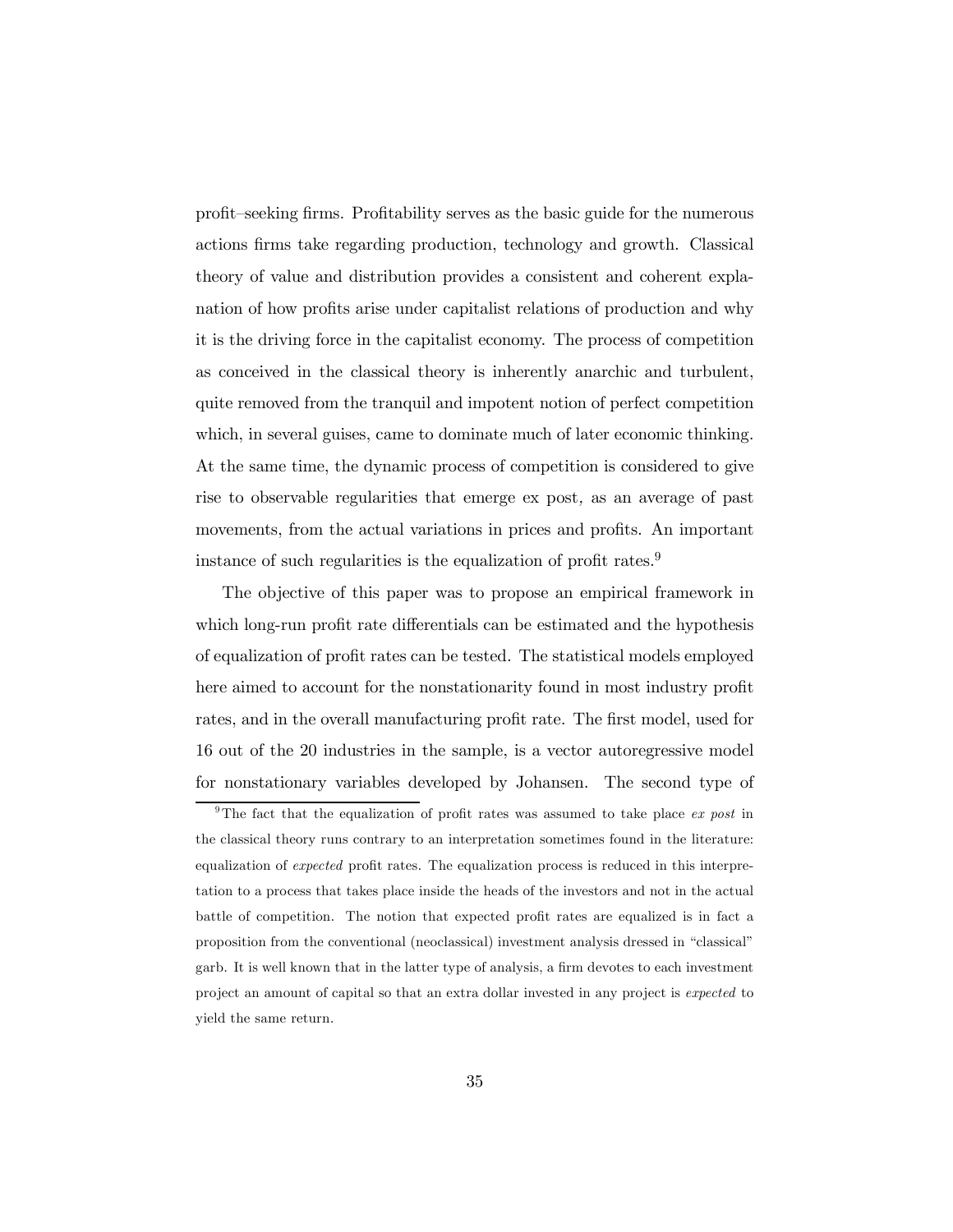profit–seeking firms. Profitability serves as the basic guide for the numerous actions firms take regarding production, technology and growth. Classical theory of value and distribution provides a consistent and coherent explanation of how profits arise under capitalist relations of production and why it is the driving force in the capitalist economy. The process of competition as conceived in the classical theory is inherently anarchic and turbulent, quite removed from the tranquil and impotent notion of perfect competition which, in several guises, came to dominate much of later economic thinking. At the same time, the dynamic process of competition is considered to give rise to observable regularities that emerge ex post, as an average of past movements, from the actual variations in prices and profits. An important instance of such regularities is the equalization of profit rates.[9]

The objective of this paper was to propose an empirical framework in which long-run profit rate differentials can be estimated and the hypothesis of equalization of profit rates can be tested. The statistical models employed here aimed to account for the nonstationarity found in most industry profit rates, and in the overall manufacturing profit rate. The first model, used for 16 out of the 20 industries in the sample, is a vector autoregressive model for nonstationary variables developed by Johansen. The second type of

[9] The fact that the equalization of profit rates was assumed to take place *ex post* in the classical theory runs contrary to an interpretation sometimes found in the literature: equalization of *expected* profit rates. The equalization process is reduced in this interpretation to a process that takes place inside the heads of the investors and not in the actual battle of competition. The notion that expected profit rates are equalized is in fact a proposition from the conventional (neoclassical) investment analysis dressed in "classical" garb. It is well known that in the latter type of analysis, a firm devotes to each investment project an amount of capital so that an extra dollar invested in any project is *expected* to yield the same return.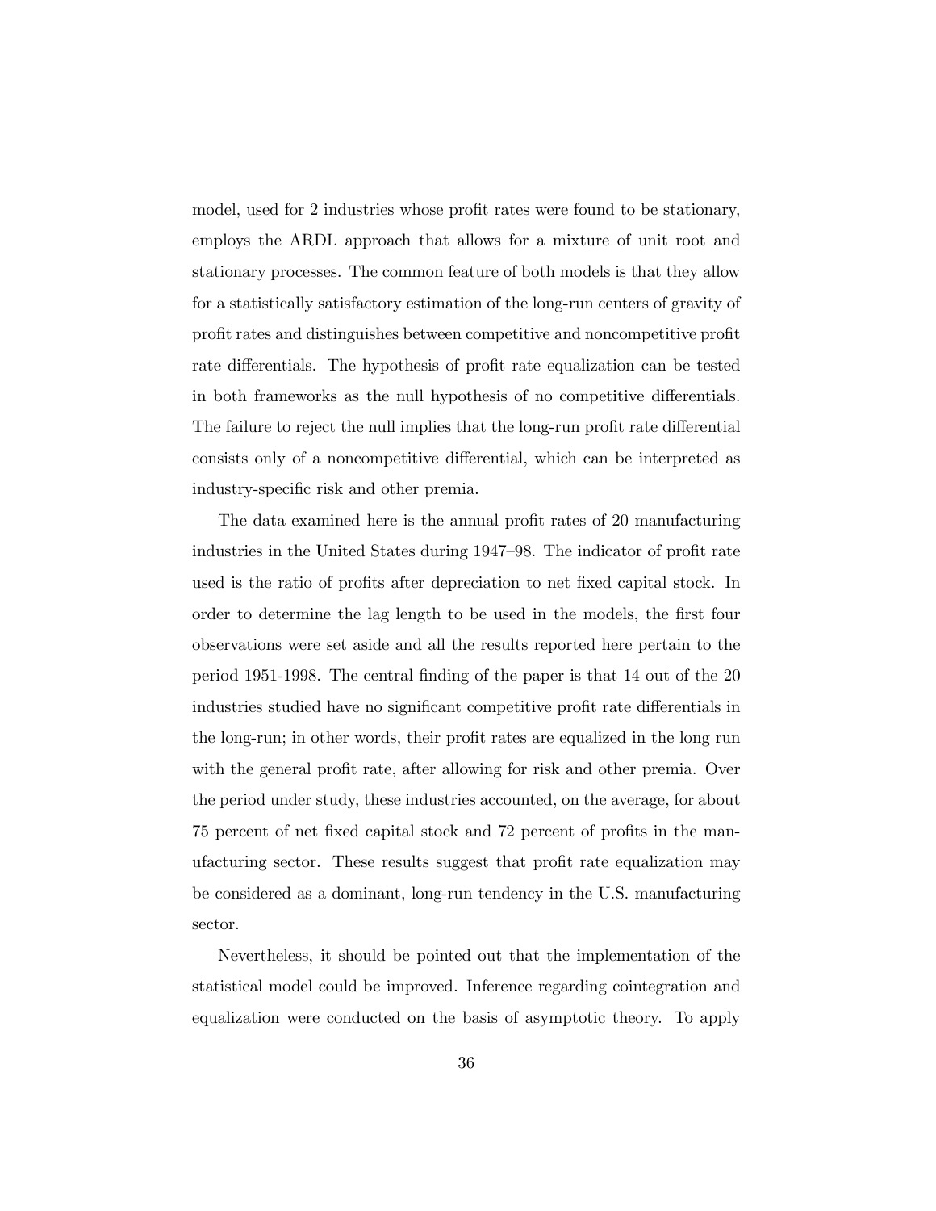model, used for 2 industries whose profit rates were found to be stationary, employs the ARDL approach that allows for a mixture of unit root and stationary processes. The common feature of both models is that they allow for a statistically satisfactory estimation of the long-run centers of gravity of profit rates and distinguishes between competitive and noncompetitive profit rate differentials. The hypothesis of profit rate equalization can be tested in both frameworks as the null hypothesis of no competitive differentials. The failure to reject the null implies that the long-run profit rate differential consists only of a noncompetitive differential, which can be interpreted as industry-specific risk and other premia.

The data examined here is the annual profit rates of 20 manufacturing industries in the United States during 1947–98. The indicator of profit rate used is the ratio of profits after depreciation to net fixed capital stock. In order to determine the lag length to be used in the models, the first four observations were set aside and all the results reported here pertain to the period 1951-1998. The central finding of the paper is that 14 out of the 20 industries studied have no significant competitive profit rate differentials in the long-run; in other words, their profit rates are equalized in the long run with the general profit rate, after allowing for risk and other premia. Over the period under study, these industries accounted, on the average, for about 75 percent of net fixed capital stock and 72 percent of profits in the manufacturing sector. These results suggest that profit rate equalization may be considered as a dominant, long-run tendency in the U.S. manufacturing sector.

Nevertheless, it should be pointed out that the implementation of the statistical model could be improved. Inference regarding cointegration and equalization were conducted on the basis of asymptotic theory. To apply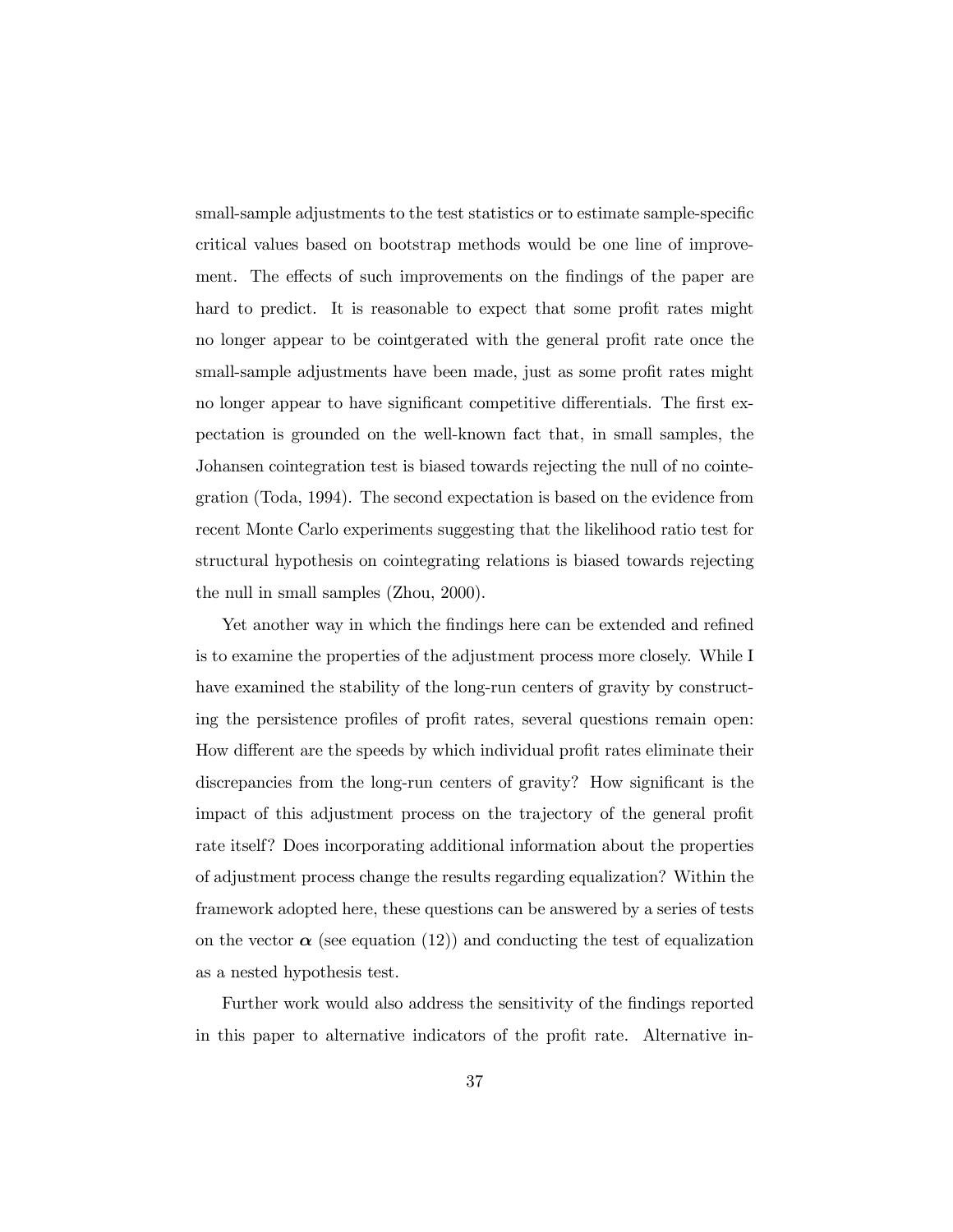small-sample adjustments to the test statistics or to estimate sample-specific critical values based on bootstrap methods would be one line of improvement. The effects of such improvements on the findings of the paper are hard to predict. It is reasonable to expect that some profit rates might no longer appear to be cointgerated with the general profit rate once the small-sample adjustments have been made, just as some profit rates might no longer appear to have significant competitive differentials. The first expectation is grounded on the well-known fact that, in small samples, the Johansen cointegration test is biased towards rejecting the null of no cointegration (Toda, 1994). The second expectation is based on the evidence from recent Monte Carlo experiments suggesting that the likelihood ratio test for structural hypothesis on cointegrating relations is biased towards rejecting the null in small samples (Zhou, 2000).

Yet another way in which the findings here can be extended and refined is to examine the properties of the adjustment process more closely. While I have examined the stability of the long-run centers of gravity by constructing the persistence profiles of profit rates, several questions remain open: How different are the speeds by which individual profit rates eliminate their discrepancies from the long-run centers of gravity? How significant is the impact of this adjustment process on the trajectory of the general profit rate itself? Does incorporating additional information about the properties of adjustment process change the results regarding equalization? Within the framework adopted here, these questions can be answered by a series of tests on the vector $\boldsymbol{\alpha}$ (see equation (12)) and conducting the test of equalization as a nested hypothesis test.

Further work would also address the sensitivity of the findings reported in this paper to alternative indicators of the profit rate. Alternative in-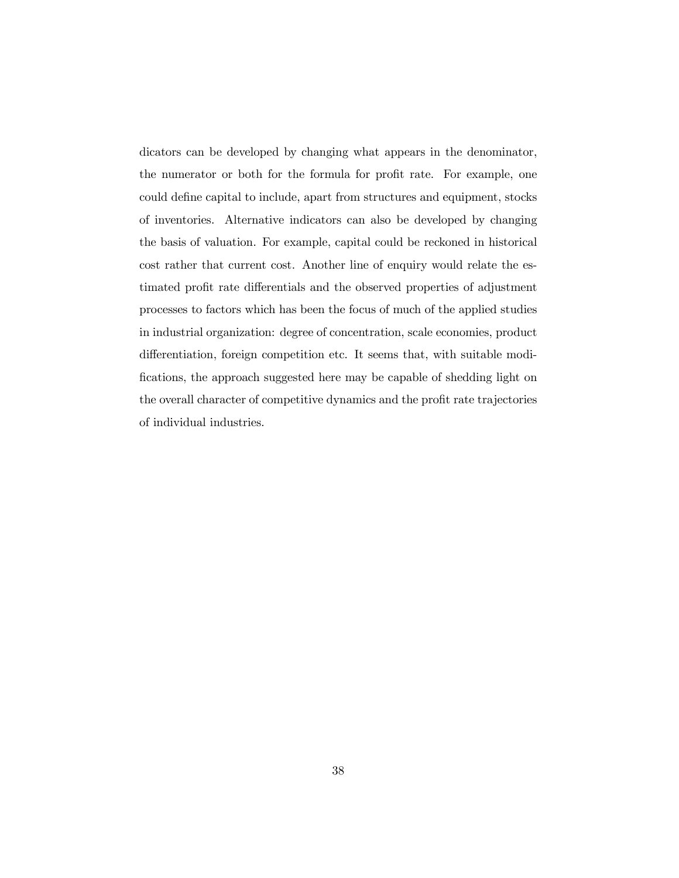dicators can be developed by changing what appears in the denominator, the numerator or both for the formula for profit rate. For example, one could define capital to include, apart from structures and equipment, stocks of inventories. Alternative indicators can also be developed by changing the basis of valuation. For example, capital could be reckoned in historical cost rather that current cost. Another line of enquiry would relate the estimated profit rate differentials and the observed properties of adjustment processes to factors which has been the focus of much of the applied studies in industrial organization: degree of concentration, scale economies, product differentiation, foreign competition etc. It seems that, with suitable modifications, the approach suggested here may be capable of shedding light on the overall character of competitive dynamics and the profit rate trajectories of individual industries.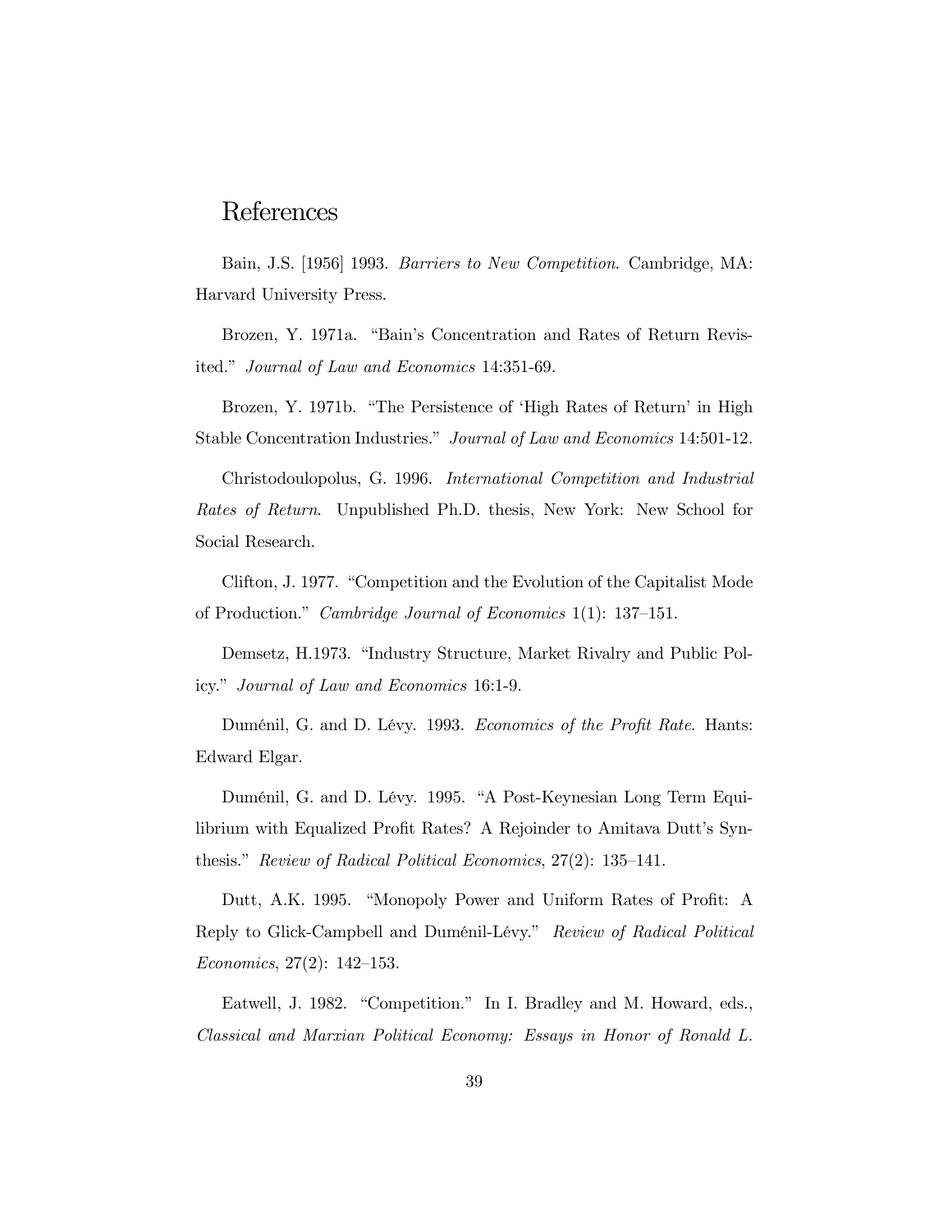# References

Bain, J.S. [1956] 1993. *Barriers to New Competition*. Cambridge, MA: Harvard University Press.

Brozen, Y. 1971a. "Bain's Concentration and Rates of Return Revisited." *Journal of Law and Economics* 14:351-69.

Brozen, Y. 1971b. "The Persistence of 'High Rates of Return' in High Stable Concentration Industries." *Journal of Law and Economics* 14:501-12.

Christodoulopolus, G. 1996. *International Competition and Industrial Rates of Return*. Unpublished Ph.D. thesis, New York: New School for Social Research.

Clifton, J. 1977. "Competition and the Evolution of the Capitalist Mode of Production." *Cambridge Journal of Economics* 1(1): 137–151.

Demsetz, H.1973. "Industry Structure, Market Rivalry and Public Policy." *Journal of Law and Economics* 16:1-9.

Duménil, G. and D. Lévy. 1993. *Economics of the Profit Rate*. Hants: Edward Elgar.

Duménil, G. and D. Lévy. 1995. "A Post-Keynesian Long Term Equilibrium with Equalized Profit Rates? A Rejoinder to Amitava Dutt's Synthesis." *Review of Radical Political Economics*, 27(2): 135–141.

Dutt, A.K. 1995. "Monopoly Power and Uniform Rates of Profit: A Reply to Glick-Campbell and Duménil-Lévy." *Review of Radical Political Economics*, 27(2): 142–153.

Eatwell, J. 1982. "Competition." In I. Bradley and M. Howard, eds., *Classical and Marxian Political Economy: Essays in Honor of Ronald L.*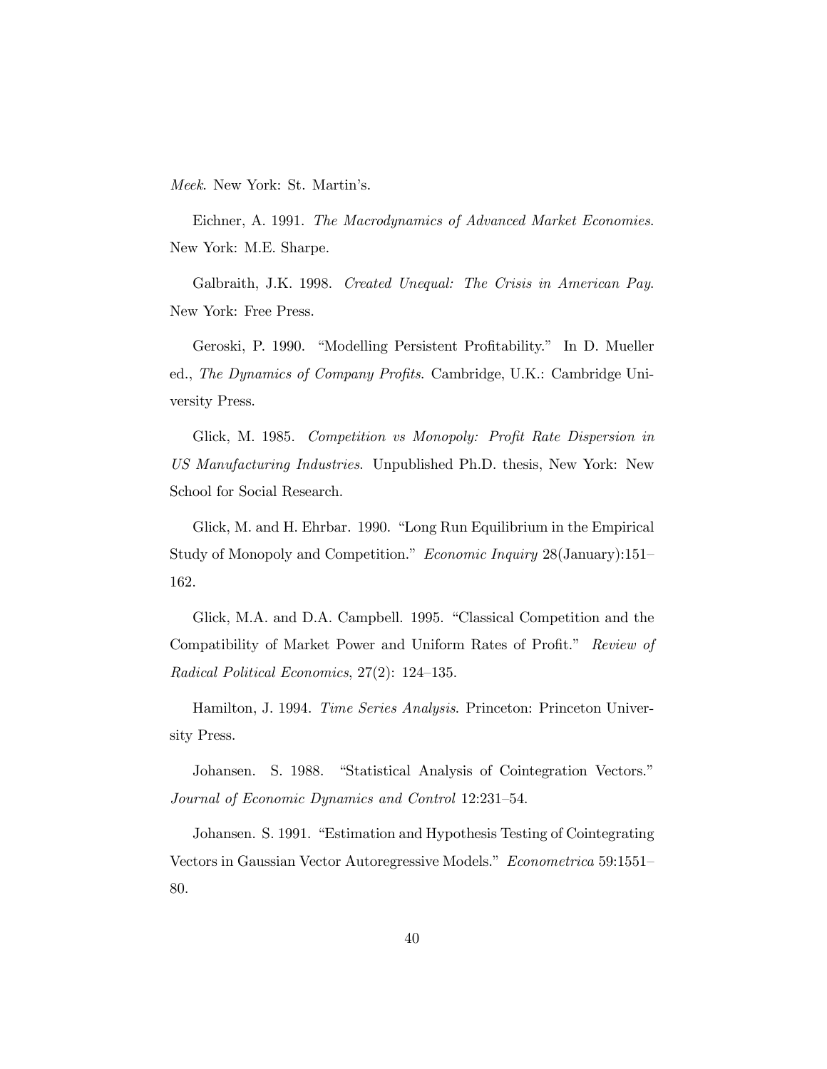*Meek*. New York: St. Martin's.

Eichner, A. 1991. *The Macrodynamics of Advanced Market Economies*. New York: M.E. Sharpe.

Galbraith, J.K. 1998. *Created Unequal: The Crisis in American Pay*. New York: Free Press.

Geroski, P. 1990. "Modelling Persistent Profitability." In D. Mueller ed., *The Dynamics of Company Profits*. Cambridge, U.K.: Cambridge University Press.

Glick, M. 1985. *Competition vs Monopoly: Profit Rate Dispersion in US Manufacturing Industries*. Unpublished Ph.D. thesis, New York: New School for Social Research.

Glick, M. and H. Ehrbar. 1990. "Long Run Equilibrium in the Empirical Study of Monopoly and Competition." *Economic Inquiry* 28(January):151–162.

Glick, M.A. and D.A. Campbell. 1995. "Classical Competition and the Compatibility of Market Power and Uniform Rates of Profit." *Review of Radical Political Economics*, 27(2): 124–135.

Hamilton, J. 1994. *Time Series Analysis*. Princeton: Princeton University Press.

Johansen. S. 1988. "Statistical Analysis of Cointegration Vectors." *Journal of Economic Dynamics and Control* 12:231–54.

Johansen. S. 1991. "Estimation and Hypothesis Testing of Cointegrating Vectors in Gaussian Vector Autoregressive Models." *Econometrica* 59:1551–80.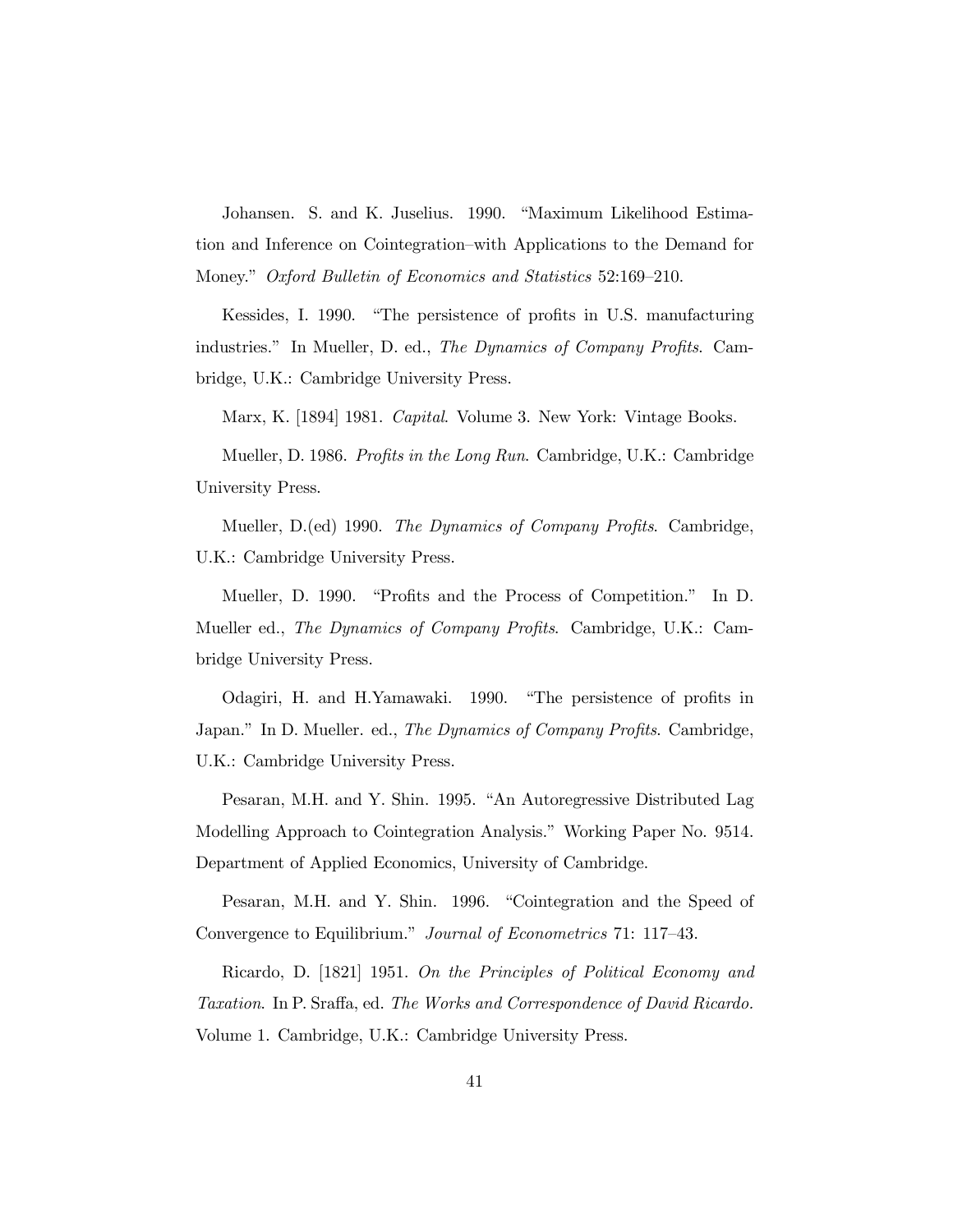Johansen. S. and K. Juselius. 1990. "Maximum Likelihood Estimation and Inference on Cointegration–with Applications to the Demand for Money." *Oxford Bulletin of Economics and Statistics* 52:169–210.

Kessides, I. 1990. "The persistence of profits in U.S. manufacturing industries." In Mueller, D. ed., *The Dynamics of Company Profits*. Cambridge, U.K.: Cambridge University Press.

Marx, K. [1894] 1981. *Capital*. Volume 3. New York: Vintage Books.

Mueller, D. 1986. *Profits in the Long Run*. Cambridge, U.K.: Cambridge University Press.

Mueller, D.(ed) 1990. *The Dynamics of Company Profits*. Cambridge, U.K.: Cambridge University Press.

Mueller, D. 1990. "Profits and the Process of Competition." In D. Mueller ed., *The Dynamics of Company Profits*. Cambridge, U.K.: Cambridge University Press.

Odagiri, H. and H.Yamawaki. 1990. "The persistence of profits in Japan." In D. Mueller. ed., *The Dynamics of Company Profits*. Cambridge, U.K.: Cambridge University Press.

Pesaran, M.H. and Y. Shin. 1995. "An Autoregressive Distributed Lag Modelling Approach to Cointegration Analysis." Working Paper No. 9514. Department of Applied Economics, University of Cambridge.

Pesaran, M.H. and Y. Shin. 1996. "Cointegration and the Speed of Convergence to Equilibrium." *Journal of Econometrics* 71: 117–43.

Ricardo, D. [1821] 1951. *On the Principles of Political Economy and Taxation*. In P. Sraffa, ed. *The Works and Correspondence of David Ricardo*. Volume 1. Cambridge, U.K.: Cambridge University Press.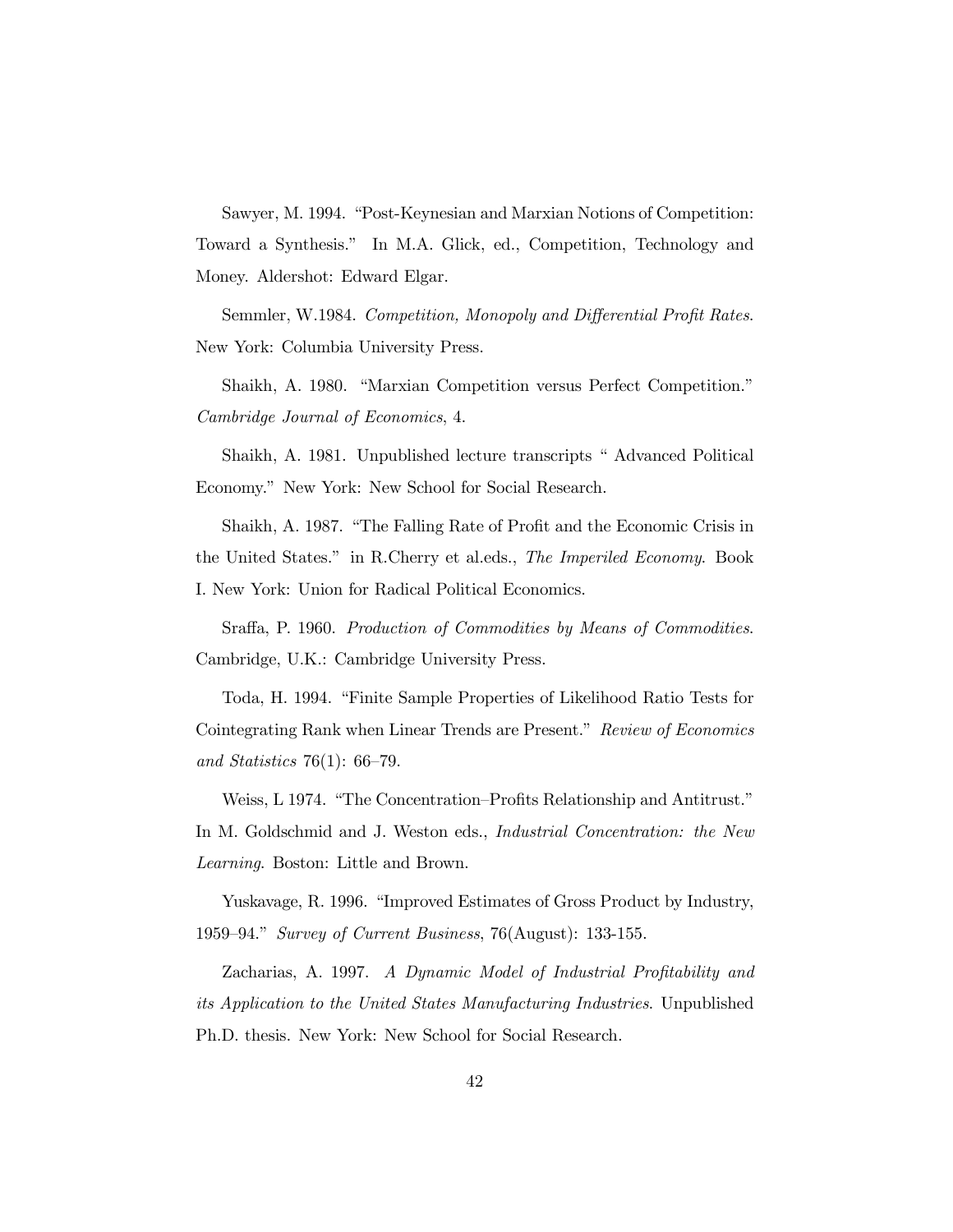Sawyer, M. 1994. "Post-Keynesian and Marxian Notions of Competition: Toward a Synthesis." In M.A. Glick, ed., Competition, Technology and Money. Aldershot: Edward Elgar.

Semmler, W.1984. *Competition, Monopoly and Differential Profit Rates*. New York: Columbia University Press.

Shaikh, A. 1980. "Marxian Competition versus Perfect Competition." *Cambridge Journal of Economics*, 4.

Shaikh, A. 1981. Unpublished lecture transcripts " Advanced Political Economy." New York: New School for Social Research.

Shaikh, A. 1987. "The Falling Rate of Profit and the Economic Crisis in the United States." in R.Cherry et al.eds., *The Imperiled Economy*. Book I. New York: Union for Radical Political Economics.

Sraffa, P. 1960. *Production of Commodities by Means of Commodities*. Cambridge, U.K.: Cambridge University Press.

Toda, H. 1994. "Finite Sample Properties of Likelihood Ratio Tests for Cointegrating Rank when Linear Trends are Present." *Review of Economics and Statistics* 76(1): 66–79.

Weiss, L 1974. "The Concentration–Profits Relationship and Antitrust." In M. Goldschmid and J. Weston eds., *Industrial Concentration: the New Learning*. Boston: Little and Brown.

Yuskavage, R. 1996. "Improved Estimates of Gross Product by Industry, 1959–94." *Survey of Current Business*, 76(August): 133-155.

Zacharias, A. 1997. *A Dynamic Model of Industrial Profitability and its Application to the United States Manufacturing Industries*. Unpublished Ph.D. thesis. New York: New School for Social Research.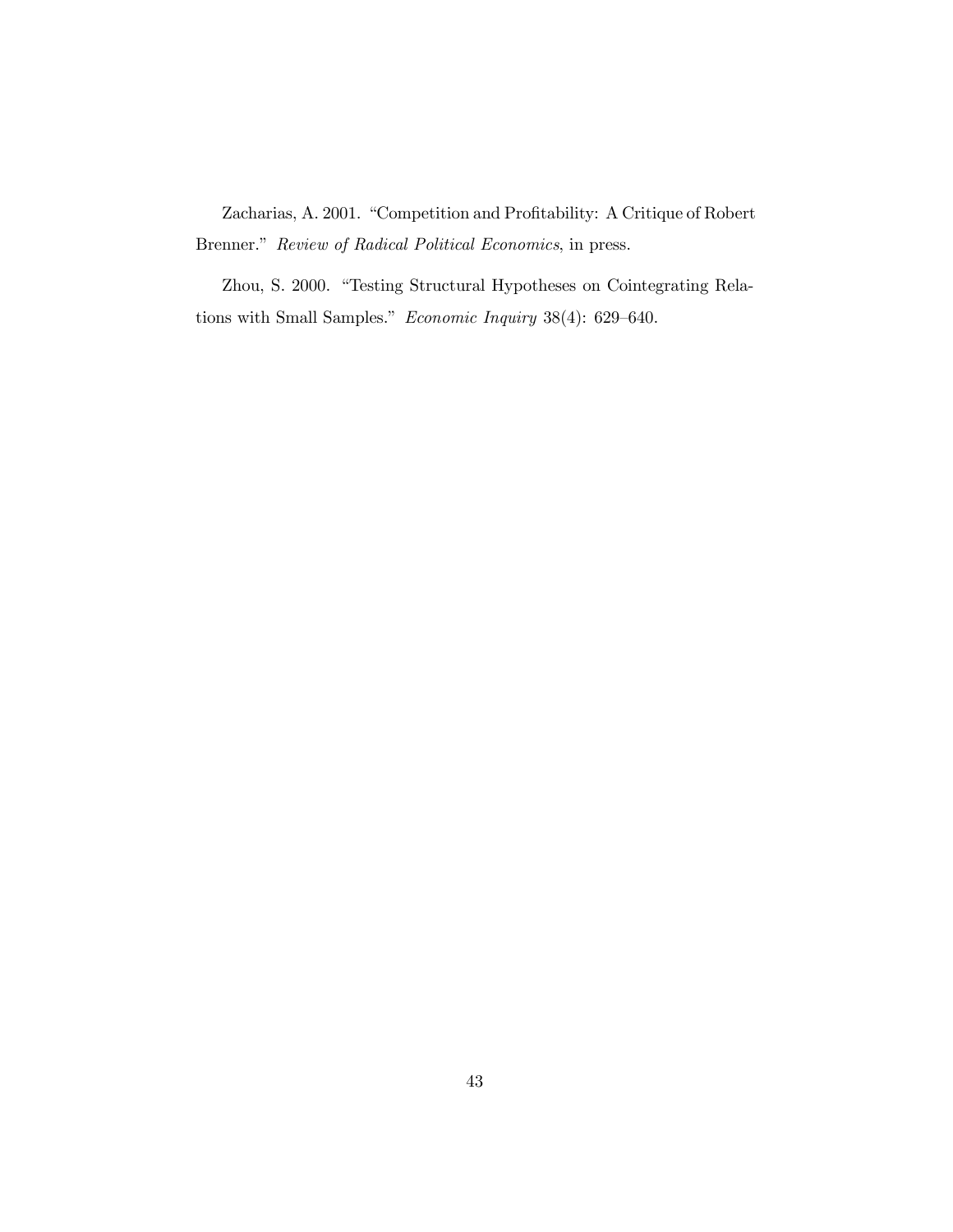Zacharias, A. 2001. "Competition and Profitability: A Critique of Robert Brenner." *Review of Radical Political Economics*, in press.

Zhou, S. 2000. "Testing Structural Hypotheses on Cointegrating Relations with Small Samples." *Economic Inquiry* 38(4): 629–640.